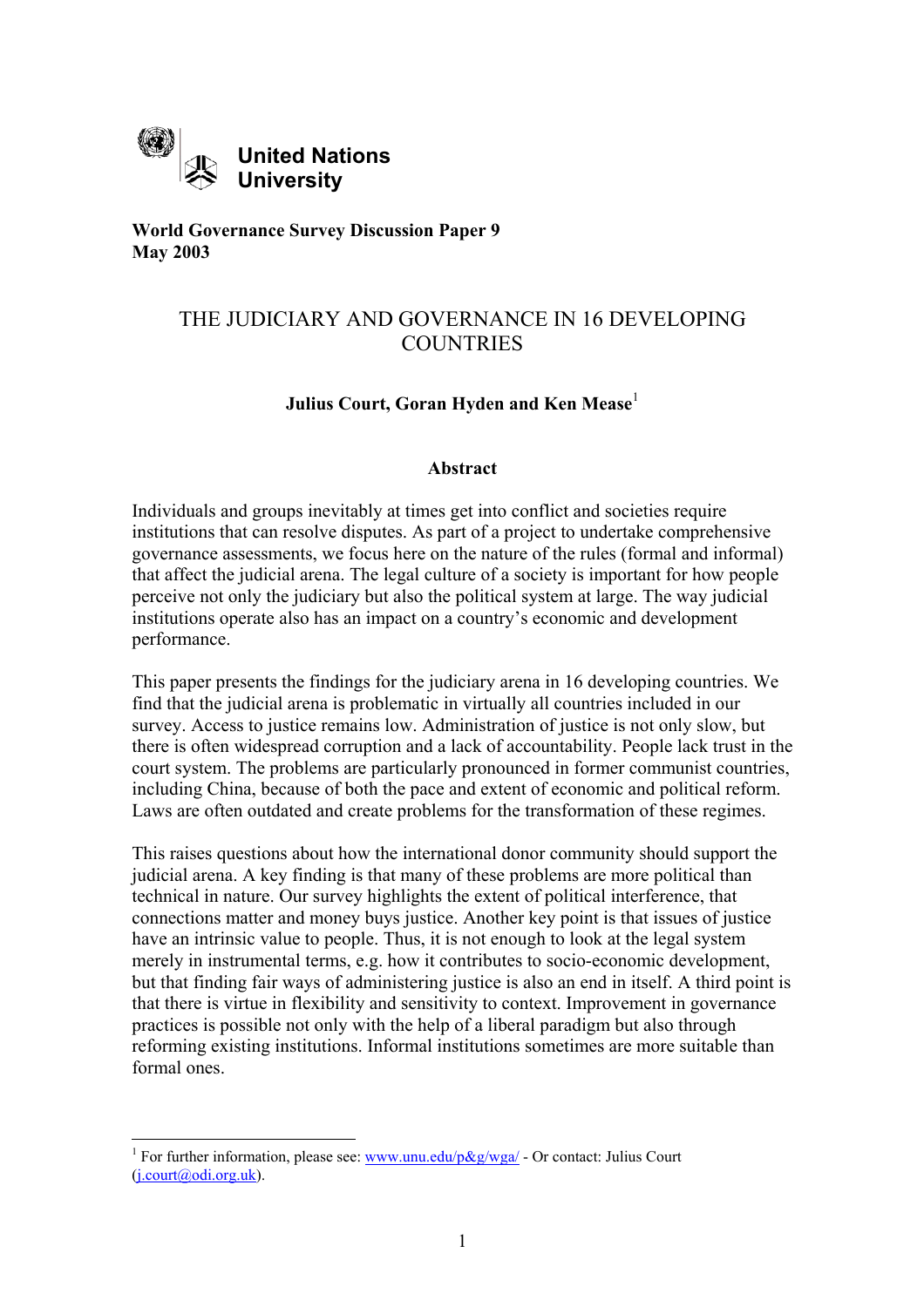United Nations University

**World Governance Survey Discussion Paper 9**
**May 2003**

# THE JUDICIARY AND GOVERNANCE IN 16 DEVELOPING COUNTRIES

**Julius Court, Goran Hyden and Ken Mease**[1]

## Abstract

Individuals and groups inevitably at times get into conflict and societies require institutions that can resolve disputes. As part of a project to undertake comprehensive governance assessments, we focus here on the nature of the rules (formal and informal) that affect the judicial arena. The legal culture of a society is important for how people perceive not only the judiciary but also the political system at large. The way judicial institutions operate also has an impact on a country's economic and development performance.

This paper presents the findings for the judiciary arena in 16 developing countries. We find that the judicial arena is problematic in virtually all countries included in our survey. Access to justice remains low. Administration of justice is not only slow, but there is often widespread corruption and a lack of accountability. People lack trust in the court system. The problems are particularly pronounced in former communist countries, including China, because of both the pace and extent of economic and political reform. Laws are often outdated and create problems for the transformation of these regimes.

This raises questions about how the international donor community should support the judicial arena. A key finding is that many of these problems are more political than technical in nature. Our survey highlights the extent of political interference, that connections matter and money buys justice. Another key point is that issues of justice have an intrinsic value to people. Thus, it is not enough to look at the legal system merely in instrumental terms, e.g. how it contributes to socio-economic development, but that finding fair ways of administering justice is also an end in itself. A third point is that there is virtue in flexibility and sensitivity to context. Improvement in governance practices is possible not only with the help of a liberal paradigm but also through reforming existing institutions. Informal institutions sometimes are more suitable than formal ones.

---

[1] For further information, please see: www.unu.edu/p&g/wga/ - Or contact: Julius Court (j.court@odi.org.uk).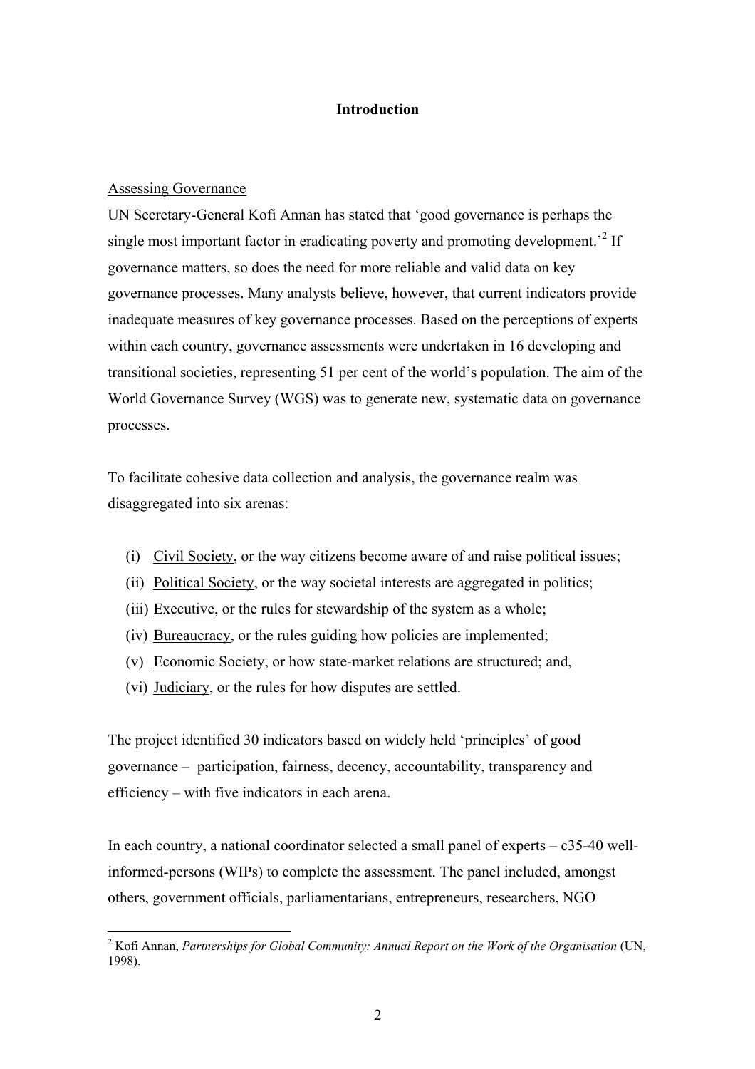## Introduction

Assessing Governance

UN Secretary-General Kofi Annan has stated that 'good governance is perhaps the single most important factor in eradicating poverty and promoting development.'[2] If governance matters, so does the need for more reliable and valid data on key governance processes. Many analysts believe, however, that current indicators provide inadequate measures of key governance processes. Based on the perceptions of experts within each country, governance assessments were undertaken in 16 developing and transitional societies, representing 51 per cent of the world's population. The aim of the World Governance Survey (WGS) was to generate new, systematic data on governance processes.

To facilitate cohesive data collection and analysis, the governance realm was disaggregated into six arenas:

(i) Civil Society, or the way citizens become aware of and raise political issues;
(ii) Political Society, or the way societal interests are aggregated in politics;
(iii) Executive, or the rules for stewardship of the system as a whole;
(iv) Bureaucracy, or the rules guiding how policies are implemented;
(v) Economic Society, or how state-market relations are structured; and,
(vi) Judiciary, or the rules for how disputes are settled.

The project identified 30 indicators based on widely held 'principles' of good governance – participation, fairness, decency, accountability, transparency and efficiency – with five indicators in each arena.

In each country, a national coordinator selected a small panel of experts – c35-40 well-informed-persons (WIPs) to complete the assessment. The panel included, amongst others, government officials, parliamentarians, entrepreneurs, researchers, NGO

[2] Kofi Annan, *Partnerships for Global Community: Annual Report on the Work of the Organisation* (UN, 1998).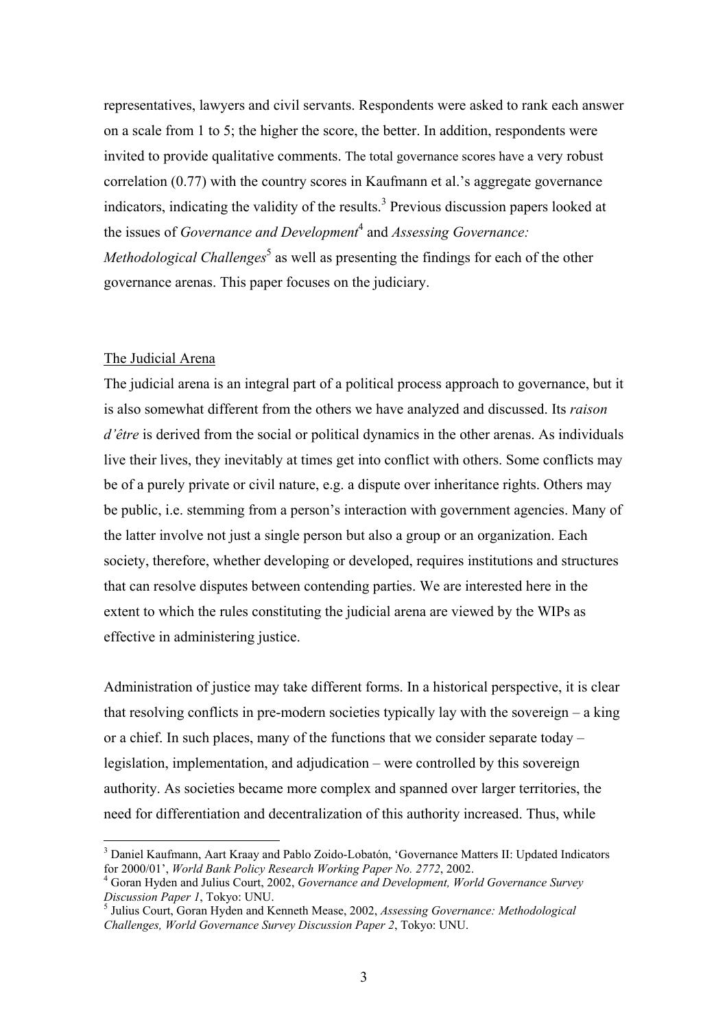representatives, lawyers and civil servants. Respondents were asked to rank each answer on a scale from 1 to 5; the higher the score, the better. In addition, respondents were invited to provide qualitative comments. The total governance scores have a very robust correlation (0.77) with the country scores in Kaufmann et al.'s aggregate governance indicators, indicating the validity of the results.[3] Previous discussion papers looked at the issues of *Governance and Development*[4] and *Assessing Governance: Methodological Challenges*[5] as well as presenting the findings for each of the other governance arenas. This paper focuses on the judiciary.

## The Judicial Arena

The judicial arena is an integral part of a political process approach to governance, but it is also somewhat different from the others we have analyzed and discussed. Its *raison d'être* is derived from the social or political dynamics in the other arenas. As individuals live their lives, they inevitably at times get into conflict with others. Some conflicts may be of a purely private or civil nature, e.g. a dispute over inheritance rights. Others may be public, i.e. stemming from a person's interaction with government agencies. Many of the latter involve not just a single person but also a group or an organization. Each society, therefore, whether developing or developed, requires institutions and structures that can resolve disputes between contending parties. We are interested here in the extent to which the rules constituting the judicial arena are viewed by the WIPs as effective in administering justice.

Administration of justice may take different forms. In a historical perspective, it is clear that resolving conflicts in pre-modern societies typically lay with the sovereign – a king or a chief. In such places, many of the functions that we consider separate today – legislation, implementation, and adjudication – were controlled by this sovereign authority. As societies became more complex and spanned over larger territories, the need for differentiation and decentralization of this authority increased. Thus, while

---

[3] Daniel Kaufmann, Aart Kraay and Pablo Zoido-Lobatón, 'Governance Matters II: Updated Indicators for 2000/01', *World Bank Policy Research Working Paper No. 2772*, 2002.

[4] Goran Hyden and Julius Court, 2002, *Governance and Development, World Governance Survey Discussion Paper 1*, Tokyo: UNU.

[5] Julius Court, Goran Hyden and Kenneth Mease, 2002, *Assessing Governance: Methodological Challenges, World Governance Survey Discussion Paper 2*, Tokyo: UNU.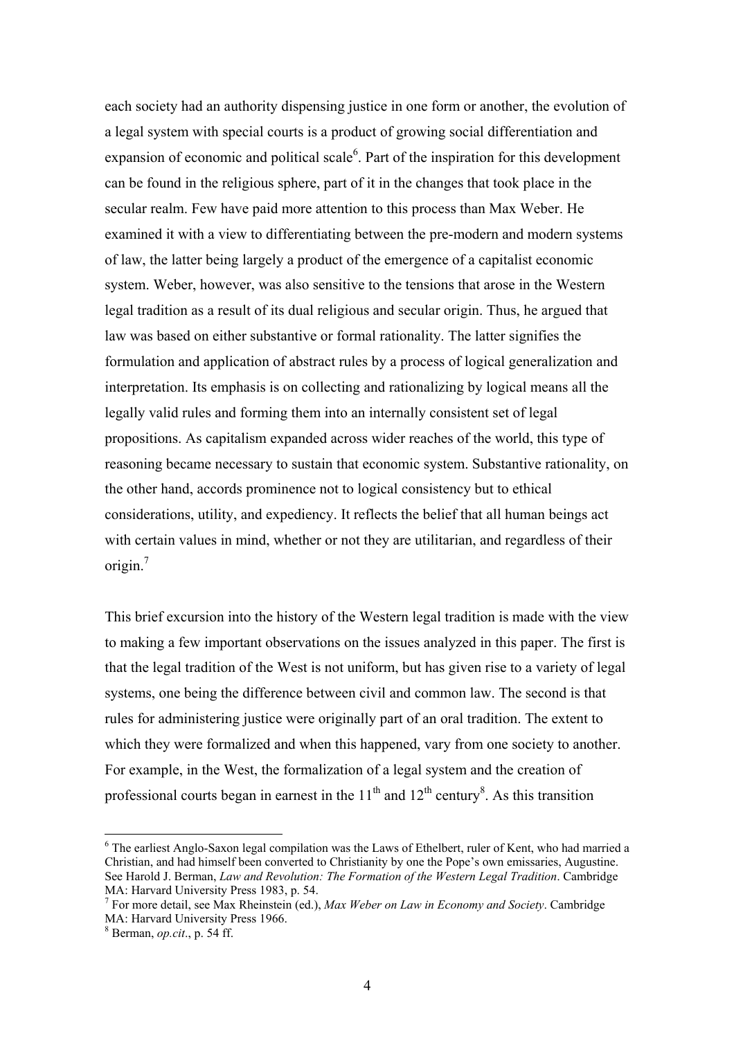each society had an authority dispensing justice in one form or another, the evolution of a legal system with special courts is a product of growing social differentiation and expansion of economic and political scale[6]. Part of the inspiration for this development can be found in the religious sphere, part of it in the changes that took place in the secular realm. Few have paid more attention to this process than Max Weber. He examined it with a view to differentiating between the pre-modern and modern systems of law, the latter being largely a product of the emergence of a capitalist economic system. Weber, however, was also sensitive to the tensions that arose in the Western legal tradition as a result of its dual religious and secular origin. Thus, he argued that law was based on either substantive or formal rationality. The latter signifies the formulation and application of abstract rules by a process of logical generalization and interpretation. Its emphasis is on collecting and rationalizing by logical means all the legally valid rules and forming them into an internally consistent set of legal propositions. As capitalism expanded across wider reaches of the world, this type of reasoning became necessary to sustain that economic system. Substantive rationality, on the other hand, accords prominence not to logical consistency but to ethical considerations, utility, and expediency. It reflects the belief that all human beings act with certain values in mind, whether or not they are utilitarian, and regardless of their origin.[7]

This brief excursion into the history of the Western legal tradition is made with the view to making a few important observations on the issues analyzed in this paper. The first is that the legal tradition of the West is not uniform, but has given rise to a variety of legal systems, one being the difference between civil and common law. The second is that rules for administering justice were originally part of an oral tradition. The extent to which they were formalized and when this happened, vary from one society to another. For example, in the West, the formalization of a legal system and the creation of professional courts began in earnest in the 11th and 12th century[8]. As this transition

---

[6] The earliest Anglo-Saxon legal compilation was the Laws of Ethelbert, ruler of Kent, who had married a Christian, and had himself been converted to Christianity by one the Pope's own emissaries, Augustine. See Harold J. Berman, *Law and Revolution: The Formation of the Western Legal Tradition*. Cambridge MA: Harvard University Press 1983, p. 54.

[7] For more detail, see Max Rheinstein (ed.), *Max Weber on Law in Economy and Society*. Cambridge MA: Harvard University Press 1966.

[8] Berman, *op.cit*., p. 54 ff.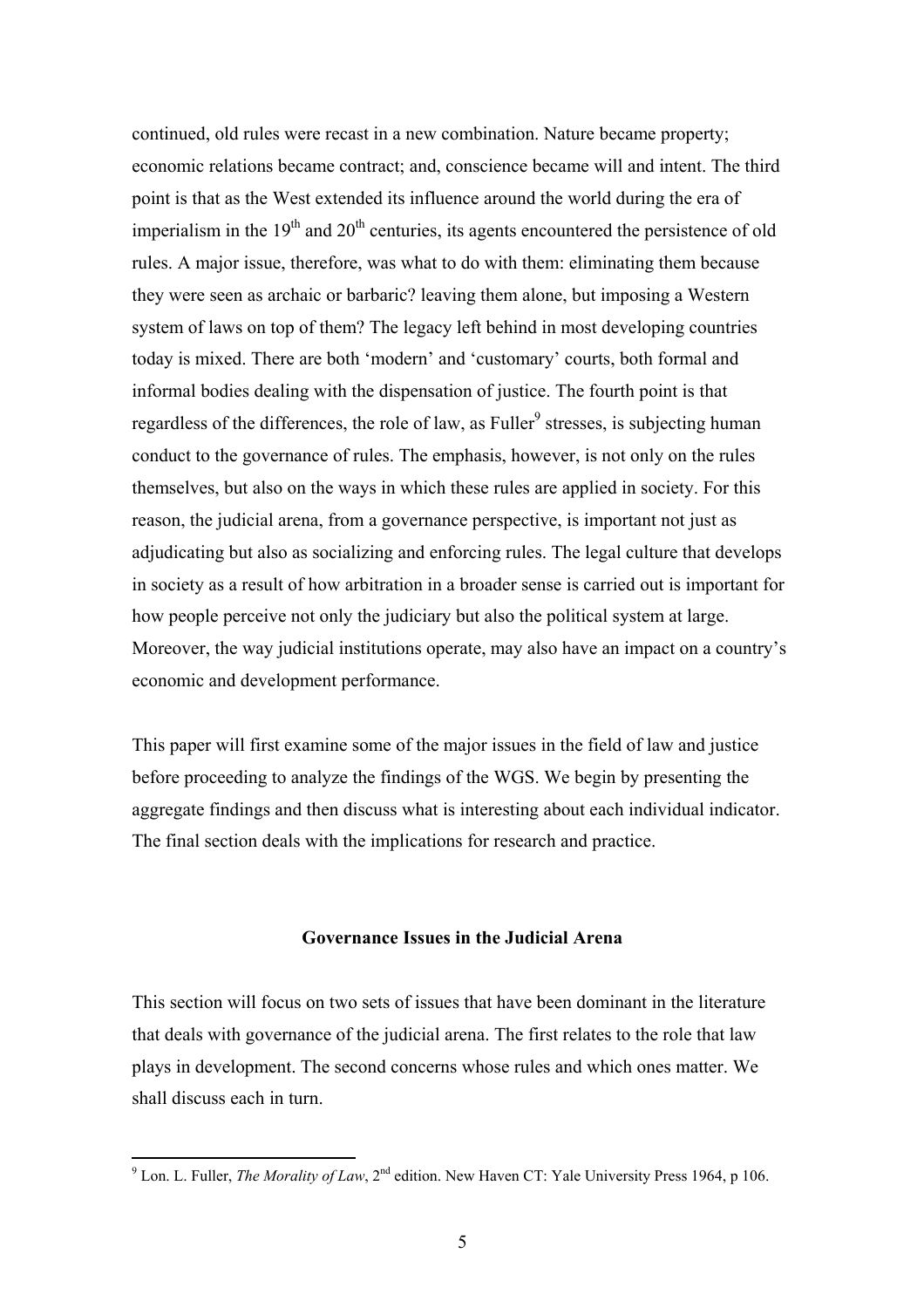continued, old rules were recast in a new combination. Nature became property; economic relations became contract; and, conscience became will and intent. The third point is that as the West extended its influence around the world during the era of imperialism in the 19th and 20th centuries, its agents encountered the persistence of old rules. A major issue, therefore, was what to do with them: eliminating them because they were seen as archaic or barbaric? leaving them alone, but imposing a Western system of laws on top of them? The legacy left behind in most developing countries today is mixed. There are both 'modern' and 'customary' courts, both formal and informal bodies dealing with the dispensation of justice. The fourth point is that regardless of the differences, the role of law, as Fuller[9] stresses, is subjecting human conduct to the governance of rules. The emphasis, however, is not only on the rules themselves, but also on the ways in which these rules are applied in society. For this reason, the judicial arena, from a governance perspective, is important not just as adjudicating but also as socializing and enforcing rules. The legal culture that develops in society as a result of how arbitration in a broader sense is carried out is important for how people perceive not only the judiciary but also the political system at large. Moreover, the way judicial institutions operate, may also have an impact on a country's economic and development performance.

This paper will first examine some of the major issues in the field of law and justice before proceeding to analyze the findings of the WGS. We begin by presenting the aggregate findings and then discuss what is interesting about each individual indicator. The final section deals with the implications for research and practice.

## Governance Issues in the Judicial Arena

This section will focus on two sets of issues that have been dominant in the literature that deals with governance of the judicial arena. The first relates to the role that law plays in development. The second concerns whose rules and which ones matter. We shall discuss each in turn.

---

[9] Lon. L. Fuller, *The Morality of Law*, 2nd edition. New Haven CT: Yale University Press 1964, p 106.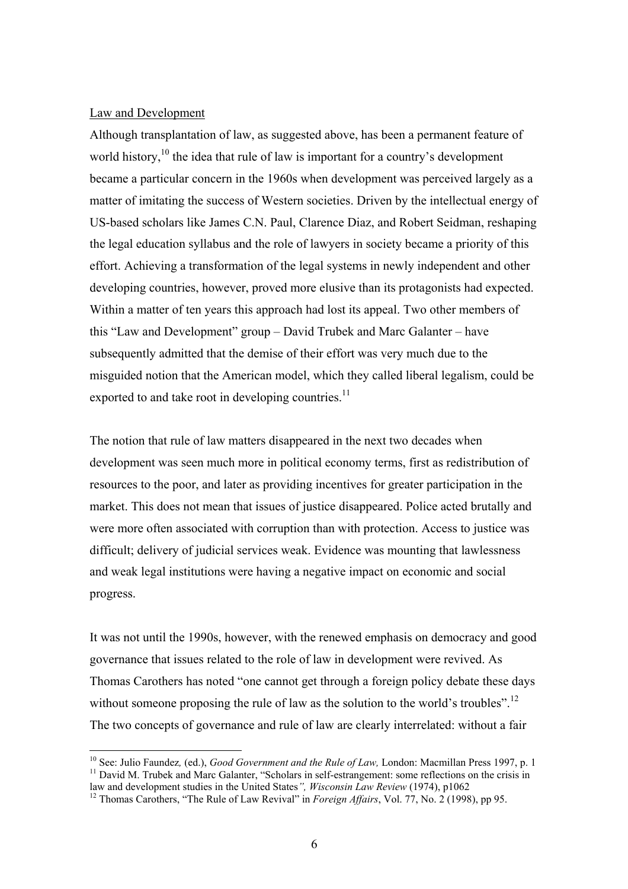Law and Development

Although transplantation of law, as suggested above, has been a permanent feature of world history,[10] the idea that rule of law is important for a country's development became a particular concern in the 1960s when development was perceived largely as a matter of imitating the success of Western societies. Driven by the intellectual energy of US-based scholars like James C.N. Paul, Clarence Diaz, and Robert Seidman, reshaping the legal education syllabus and the role of lawyers in society became a priority of this effort. Achieving a transformation of the legal systems in newly independent and other developing countries, however, proved more elusive than its protagonists had expected. Within a matter of ten years this approach had lost its appeal. Two other members of this "Law and Development" group – David Trubek and Marc Galanter – have subsequently admitted that the demise of their effort was very much due to the misguided notion that the American model, which they called liberal legalism, could be exported to and take root in developing countries.[11]

The notion that rule of law matters disappeared in the next two decades when development was seen much more in political economy terms, first as redistribution of resources to the poor, and later as providing incentives for greater participation in the market. This does not mean that issues of justice disappeared. Police acted brutally and were more often associated with corruption than with protection. Access to justice was difficult; delivery of judicial services weak. Evidence was mounting that lawlessness and weak legal institutions were having a negative impact on economic and social progress.

It was not until the 1990s, however, with the renewed emphasis on democracy and good governance that issues related to the role of law in development were revived. As Thomas Carothers has noted "one cannot get through a foreign policy debate these days without someone proposing the rule of law as the solution to the world's troubles".[12] The two concepts of governance and rule of law are clearly interrelated: without a fair

---

[10] See: Julio Faundez, (ed.), *Good Government and the Rule of Law,* London: Macmillan Press 1997, p. 1

[11] David M. Trubek and Marc Galanter, "Scholars in self-estrangement: some reflections on the crisis in law and development studies in the United States*", Wisconsin Law Review* (1974), p1062

[12] Thomas Carothers, "The Rule of Law Revival" in *Foreign Affairs*, Vol. 77, No. 2 (1998), pp 95.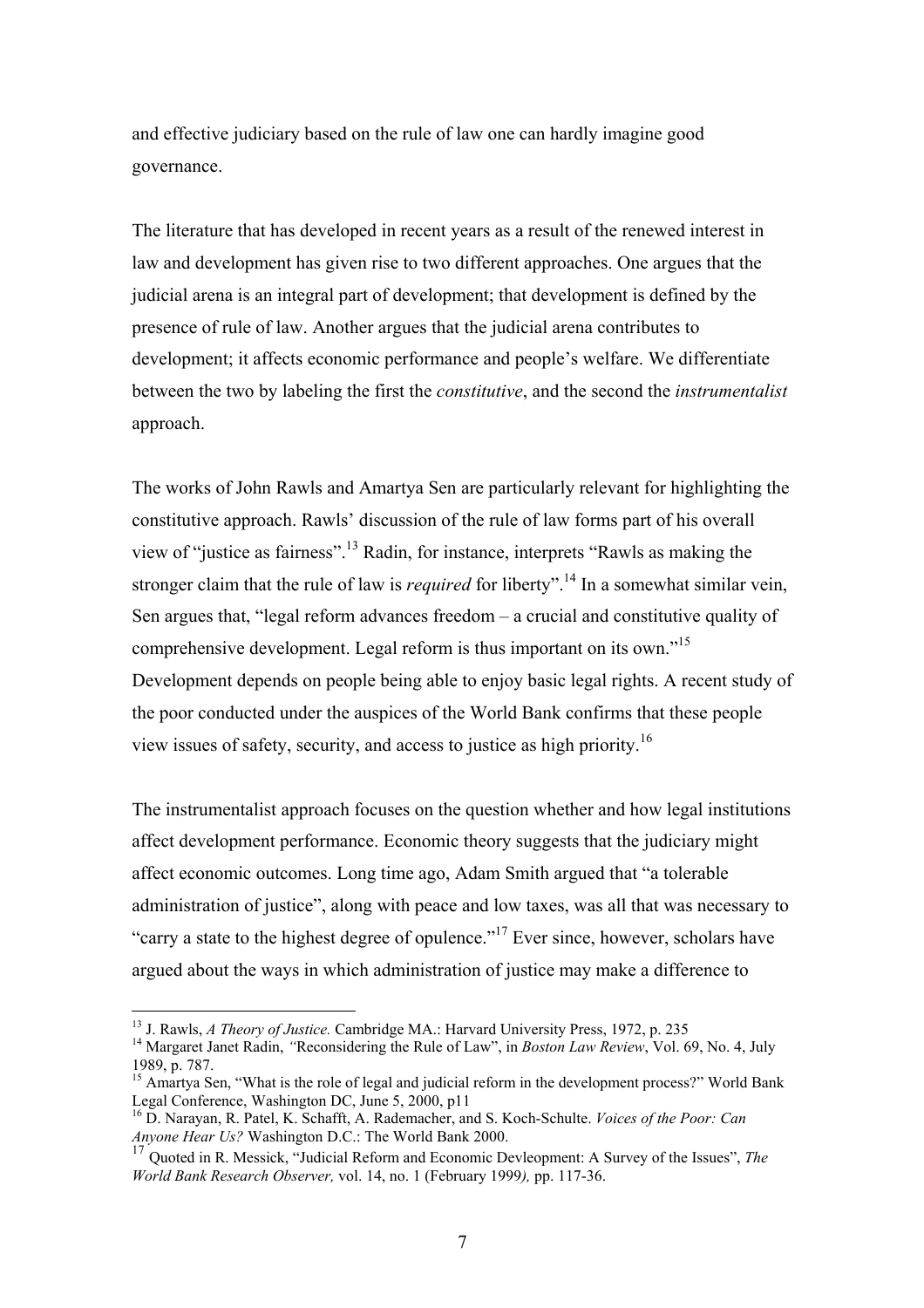and effective judiciary based on the rule of law one can hardly imagine good governance.

The literature that has developed in recent years as a result of the renewed interest in law and development has given rise to two different approaches. One argues that the judicial arena is an integral part of development; that development is defined by the presence of rule of law. Another argues that the judicial arena contributes to development; it affects economic performance and people's welfare. We differentiate between the two by labeling the first the *constitutive*, and the second the *instrumentalist* approach.

The works of John Rawls and Amartya Sen are particularly relevant for highlighting the constitutive approach. Rawls' discussion of the rule of law forms part of his overall view of "justice as fairness".[13] Radin, for instance, interprets "Rawls as making the stronger claim that the rule of law is *required* for liberty".[14] In a somewhat similar vein, Sen argues that, "legal reform advances freedom – a crucial and constitutive quality of comprehensive development. Legal reform is thus important on its own."[15] Development depends on people being able to enjoy basic legal rights. A recent study of the poor conducted under the auspices of the World Bank confirms that these people view issues of safety, security, and access to justice as high priority.[16]

The instrumentalist approach focuses on the question whether and how legal institutions affect development performance. Economic theory suggests that the judiciary might affect economic outcomes. Long time ago, Adam Smith argued that "a tolerable administration of justice", along with peace and low taxes, was all that was necessary to "carry a state to the highest degree of opulence."[17] Ever since, however, scholars have argued about the ways in which administration of justice may make a difference to

---

[13] J. Rawls, *A Theory of Justice.* Cambridge MA.: Harvard University Press, 1972, p. 235

[14] Margaret Janet Radin, "Reconsidering the Rule of Law", in *Boston Law Review*, Vol. 69, No. 4, July 1989, p. 787.

[15] Amartya Sen, "What is the role of legal and judicial reform in the development process?" World Bank Legal Conference, Washington DC, June 5, 2000, p11

[16] D. Narayan, R. Patel, K. Schafft, A. Rademacher, and S. Koch-Schulte. *Voices of the Poor: Can Anyone Hear Us?* Washington D.C.: The World Bank 2000.

[17] Quoted in R. Messick, "Judicial Reform and Economic Devleopment: A Survey of the Issues", *The World Bank Research Observer,* vol. 14, no. 1 (February 1999*),* pp. 117-36.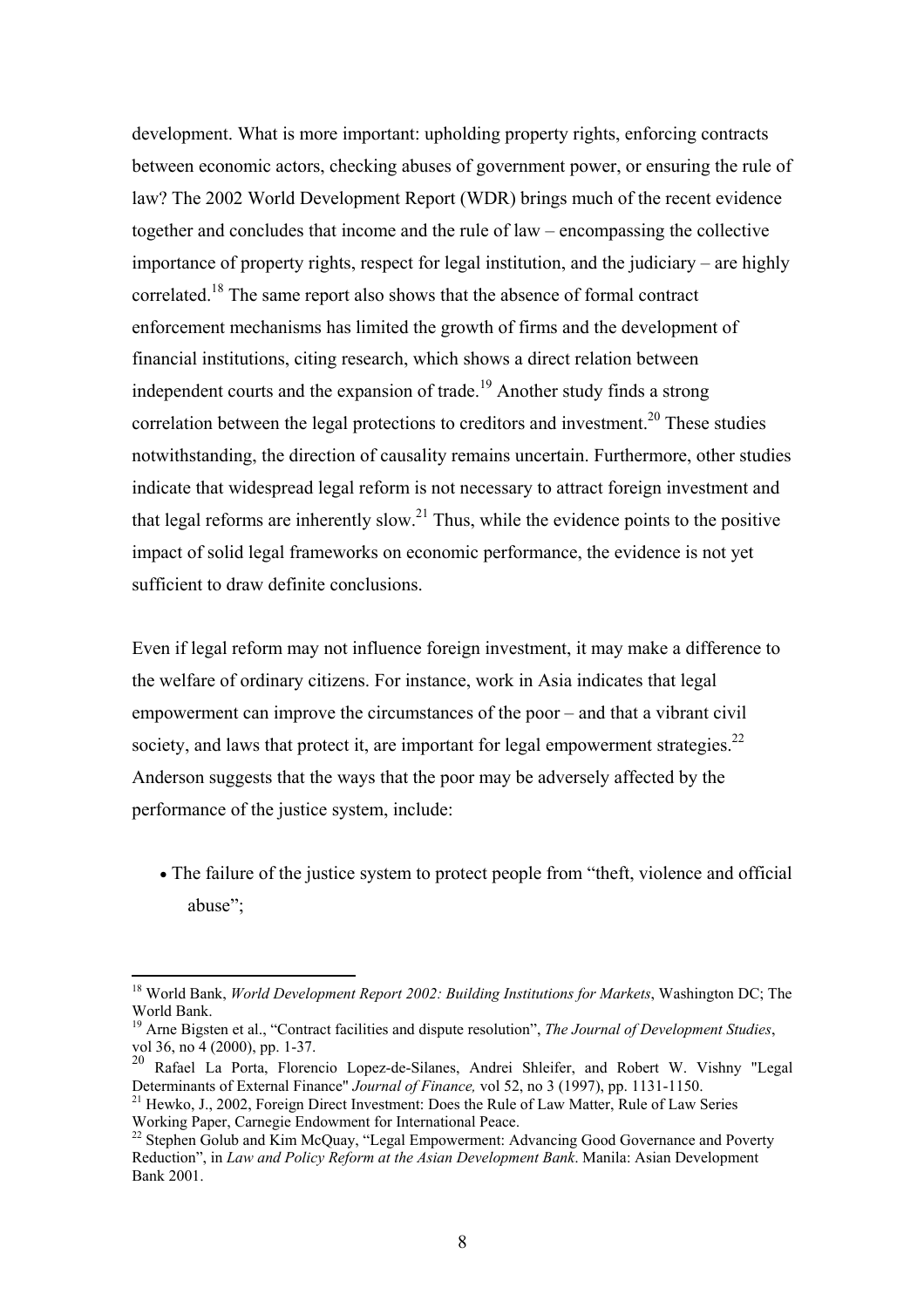development. What is more important: upholding property rights, enforcing contracts between economic actors, checking abuses of government power, or ensuring the rule of law? The 2002 World Development Report (WDR) brings much of the recent evidence together and concludes that income and the rule of law – encompassing the collective importance of property rights, respect for legal institution, and the judiciary – are highly correlated.[18] The same report also shows that the absence of formal contract enforcement mechanisms has limited the growth of firms and the development of financial institutions, citing research, which shows a direct relation between independent courts and the expansion of trade.[19] Another study finds a strong correlation between the legal protections to creditors and investment.[20] These studies notwithstanding, the direction of causality remains uncertain. Furthermore, other studies indicate that widespread legal reform is not necessary to attract foreign investment and that legal reforms are inherently slow.[21] Thus, while the evidence points to the positive impact of solid legal frameworks on economic performance, the evidence is not yet sufficient to draw definite conclusions.

Even if legal reform may not influence foreign investment, it may make a difference to the welfare of ordinary citizens. For instance, work in Asia indicates that legal empowerment can improve the circumstances of the poor – and that a vibrant civil society, and laws that protect it, are important for legal empowerment strategies.[22] Anderson suggests that the ways that the poor may be adversely affected by the performance of the justice system, include:

- The failure of the justice system to protect people from "theft, violence and official abuse";

---

[18] World Bank, *World Development Report 2002: Building Institutions for Markets*, Washington DC; The World Bank.

[19] Arne Bigsten et al., "Contract facilities and dispute resolution", *The Journal of Development Studies*, vol 36, no 4 (2000), pp. 1-37.

[20] Rafael La Porta, Florencio Lopez-de-Silanes, Andrei Shleifer, and Robert W. Vishny "Legal Determinants of External Finance" *Journal of Finance,* vol 52, no 3 (1997), pp. 1131-1150.

[21] Hewko, J., 2002, Foreign Direct Investment: Does the Rule of Law Matter, Rule of Law Series Working Paper, Carnegie Endowment for International Peace.

[22] Stephen Golub and Kim McQuay, "Legal Empowerment: Advancing Good Governance and Poverty Reduction", in *Law and Policy Reform at the Asian Development Bank*. Manila: Asian Development Bank 2001.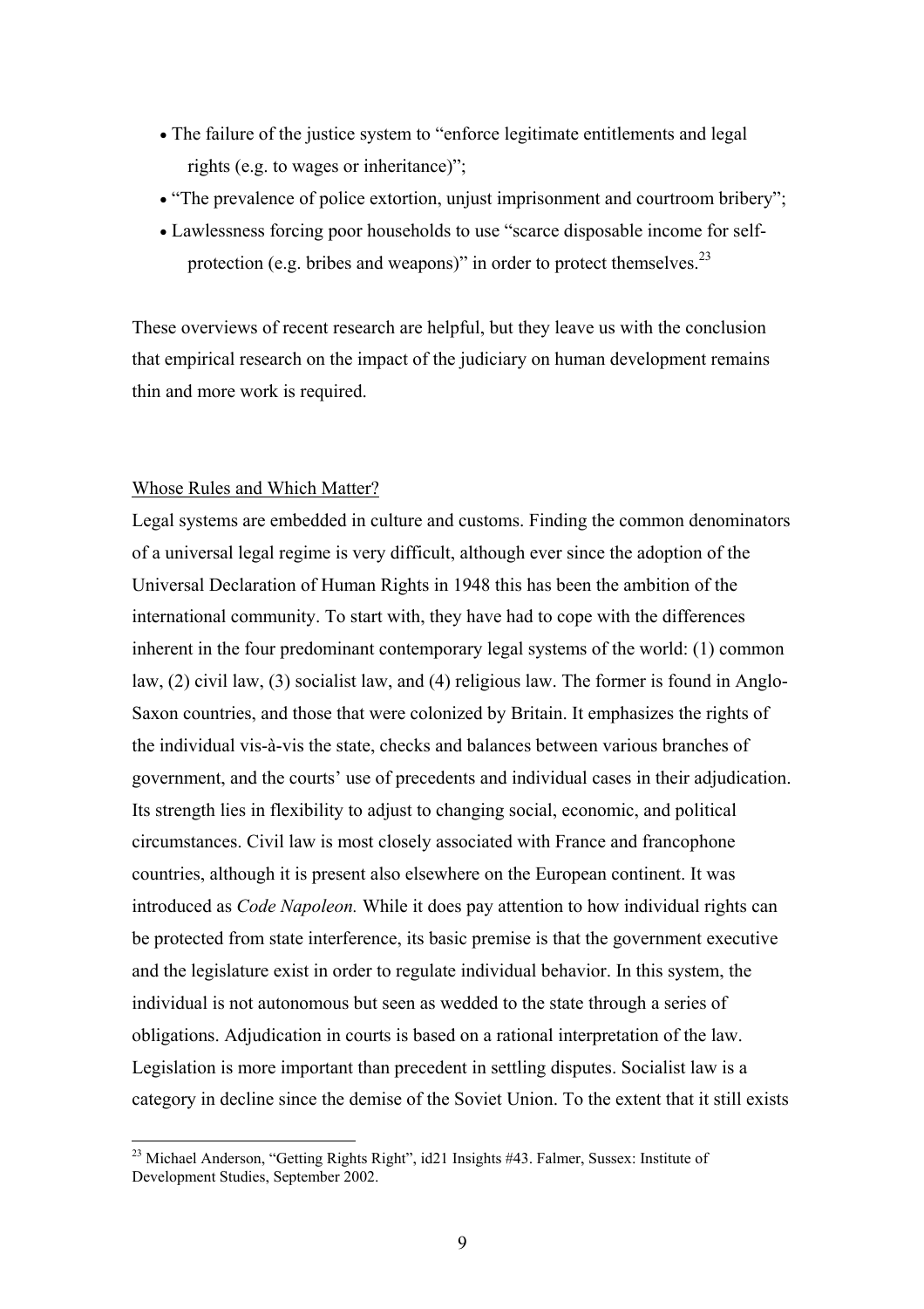- The failure of the justice system to "enforce legitimate entitlements and legal rights (e.g. to wages or inheritance)";
- "The prevalence of police extortion, unjust imprisonment and courtroom bribery";
- Lawlessness forcing poor households to use "scarce disposable income for self-protection (e.g. bribes and weapons)" in order to protect themselves.[23]

These overviews of recent research are helpful, but they leave us with the conclusion that empirical research on the impact of the judiciary on human development remains thin and more work is required.

<u>Whose Rules and Which Matter?</u>

Legal systems are embedded in culture and customs. Finding the common denominators of a universal legal regime is very difficult, although ever since the adoption of the Universal Declaration of Human Rights in 1948 this has been the ambition of the international community. To start with, they have had to cope with the differences inherent in the four predominant contemporary legal systems of the world: (1) common law, (2) civil law, (3) socialist law, and (4) religious law. The former is found in Anglo-Saxon countries, and those that were colonized by Britain. It emphasizes the rights of the individual vis-à-vis the state, checks and balances between various branches of government, and the courts' use of precedents and individual cases in their adjudication. Its strength lies in flexibility to adjust to changing social, economic, and political circumstances. Civil law is most closely associated with France and francophone countries, although it is present also elsewhere on the European continent. It was introduced as *Code Napoleon.* While it does pay attention to how individual rights can be protected from state interference, its basic premise is that the government executive and the legislature exist in order to regulate individual behavior. In this system, the individual is not autonomous but seen as wedded to the state through a series of obligations. Adjudication in courts is based on a rational interpretation of the law. Legislation is more important than precedent in settling disputes. Socialist law is a category in decline since the demise of the Soviet Union. To the extent that it still exists

[23] Michael Anderson, "Getting Rights Right", id21 Insights #43. Falmer, Sussex: Institute of Development Studies, September 2002.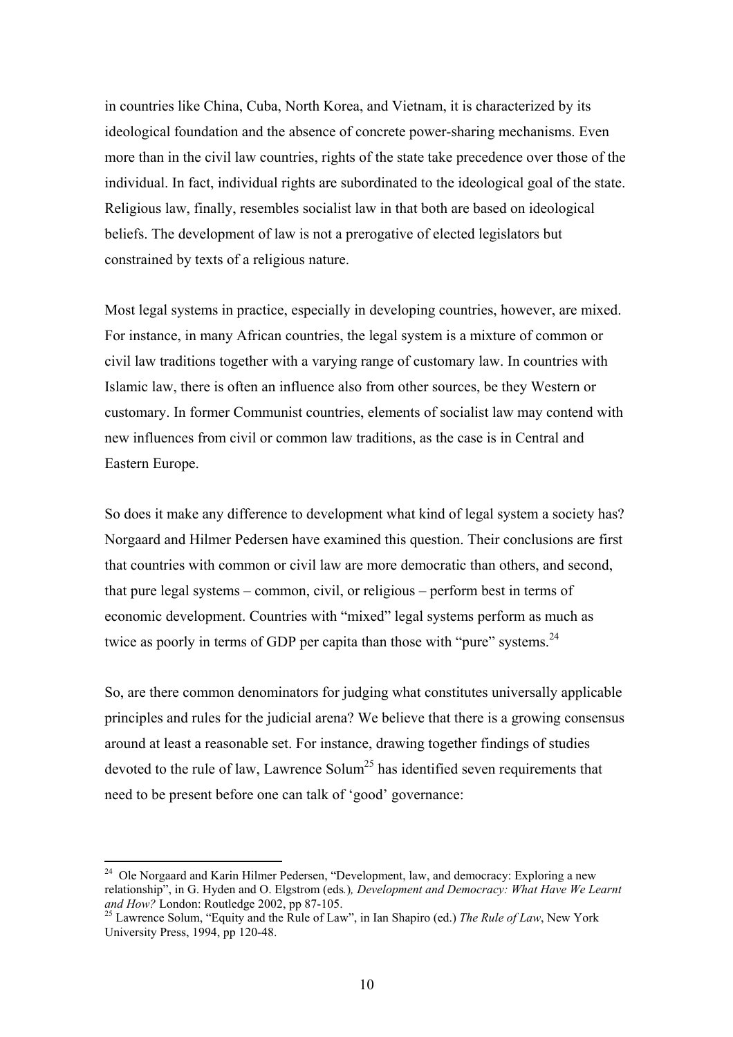in countries like China, Cuba, North Korea, and Vietnam, it is characterized by its ideological foundation and the absence of concrete power-sharing mechanisms. Even more than in the civil law countries, rights of the state take precedence over those of the individual. In fact, individual rights are subordinated to the ideological goal of the state. Religious law, finally, resembles socialist law in that both are based on ideological beliefs. The development of law is not a prerogative of elected legislators but constrained by texts of a religious nature.

Most legal systems in practice, especially in developing countries, however, are mixed. For instance, in many African countries, the legal system is a mixture of common or civil law traditions together with a varying range of customary law. In countries with Islamic law, there is often an influence also from other sources, be they Western or customary. In former Communist countries, elements of socialist law may contend with new influences from civil or common law traditions, as the case is in Central and Eastern Europe.

So does it make any difference to development what kind of legal system a society has? Norgaard and Hilmer Pedersen have examined this question. Their conclusions are first that countries with common or civil law are more democratic than others, and second, that pure legal systems – common, civil, or religious – perform best in terms of economic development. Countries with "mixed" legal systems perform as much as twice as poorly in terms of GDP per capita than those with "pure" systems.[24]

So, are there common denominators for judging what constitutes universally applicable principles and rules for the judicial arena? We believe that there is a growing consensus around at least a reasonable set. For instance, drawing together findings of studies devoted to the rule of law, Lawrence Solum[25] has identified seven requirements that need to be present before one can talk of 'good' governance:

---

[24] Ole Norgaard and Karin Hilmer Pedersen, "Development, law, and democracy: Exploring a new relationship", in G. Hyden and O. Elgstrom (eds.), *Development and Democracy: What Have We Learnt and How?* London: Routledge 2002, pp 87-105.

[25] Lawrence Solum, "Equity and the Rule of Law", in Ian Shapiro (ed.) *The Rule of Law*, New York University Press, 1994, pp 120-48.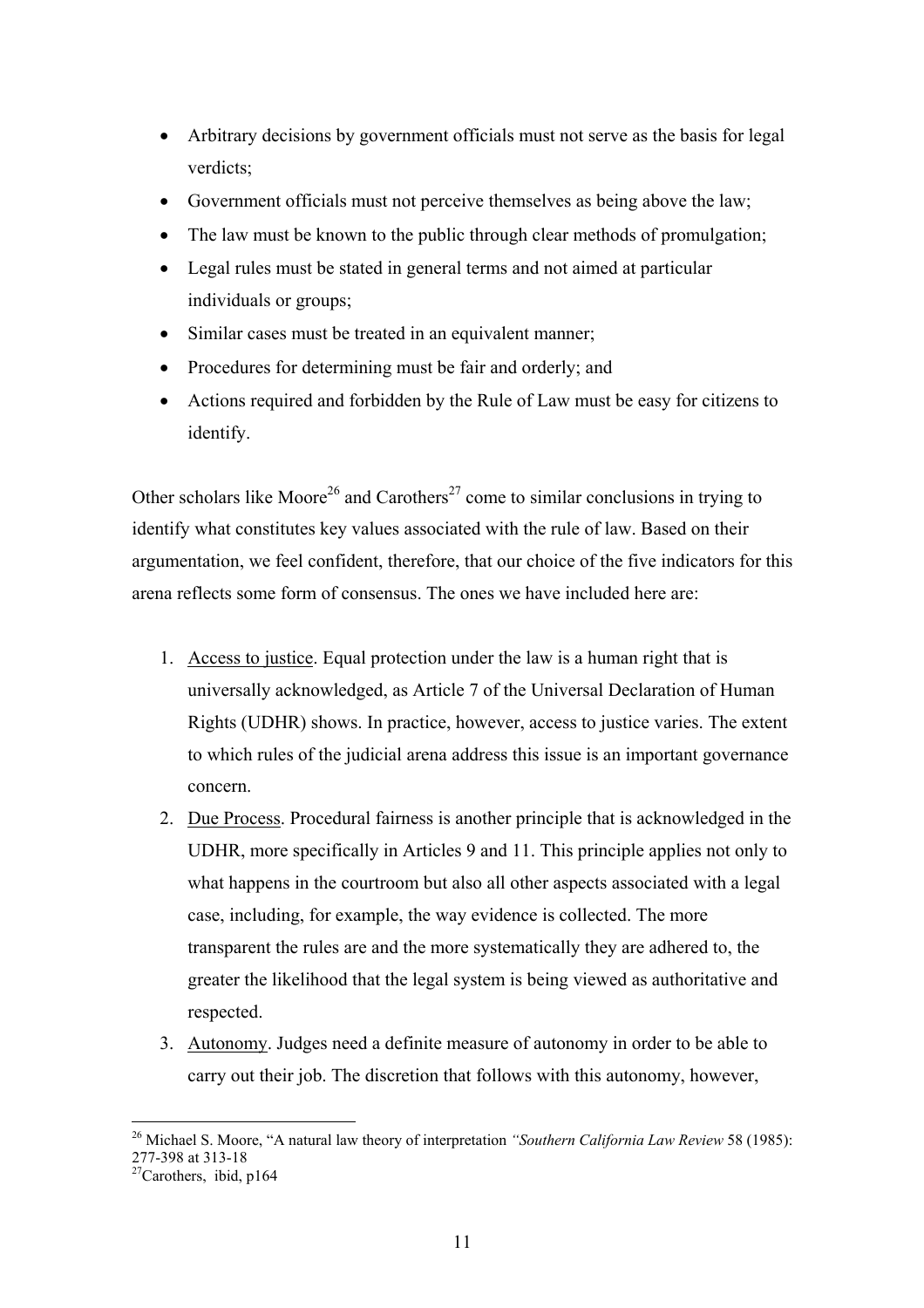- Arbitrary decisions by government officials must not serve as the basis for legal verdicts;
- Government officials must not perceive themselves as being above the law;
- The law must be known to the public through clear methods of promulgation;
- Legal rules must be stated in general terms and not aimed at particular individuals or groups;
- Similar cases must be treated in an equivalent manner;
- Procedures for determining must be fair and orderly; and
- Actions required and forbidden by the Rule of Law must be easy for citizens to identify.

Other scholars like Moore[26] and Carothers[27] come to similar conclusions in trying to identify what constitutes key values associated with the rule of law. Based on their argumentation, we feel confident, therefore, that our choice of the five indicators for this arena reflects some form of consensus. The ones we have included here are:

1. <u>Access to justice</u>. Equal protection under the law is a human right that is universally acknowledged, as Article 7 of the Universal Declaration of Human Rights (UDHR) shows. In practice, however, access to justice varies. The extent to which rules of the judicial arena address this issue is an important governance concern.
2. <u>Due Process</u>. Procedural fairness is another principle that is acknowledged in the UDHR, more specifically in Articles 9 and 11. This principle applies not only to what happens in the courtroom but also all other aspects associated with a legal case, including, for example, the way evidence is collected. The more transparent the rules are and the more systematically they are adhered to, the greater the likelihood that the legal system is being viewed as authoritative and respected.
3. <u>Autonomy</u>. Judges need a definite measure of autonomy in order to be able to carry out their job. The discretion that follows with this autonomy, however,

---

[26] Michael S. Moore, "A natural law theory of interpretation *"Southern California Law Review* 58 (1985): 277-398 at 313-18

[27] Carothers, ibid, p164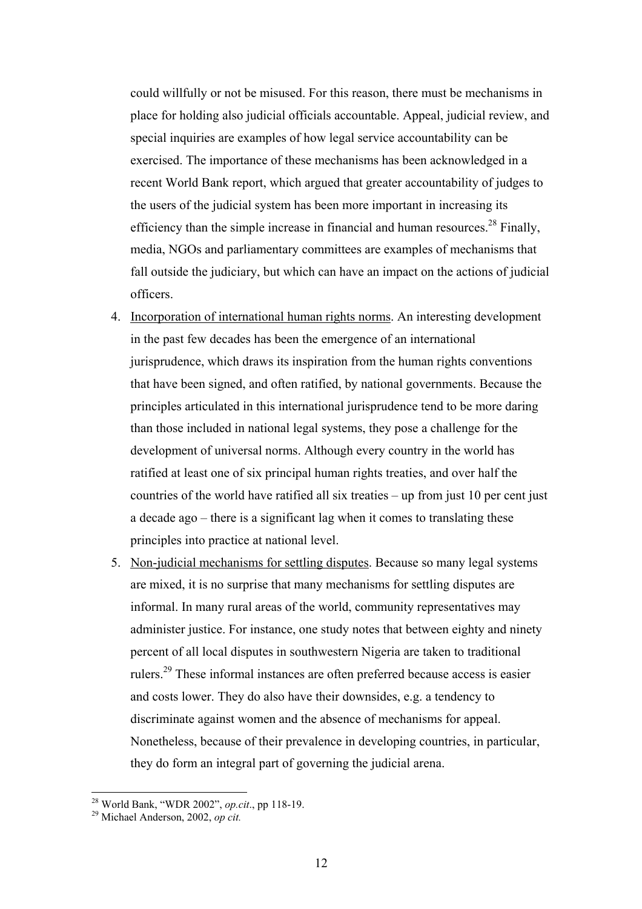could willfully or not be misused. For this reason, there must be mechanisms in place for holding also judicial officials accountable. Appeal, judicial review, and special inquiries are examples of how legal service accountability can be exercised. The importance of these mechanisms has been acknowledged in a recent World Bank report, which argued that greater accountability of judges to the users of the judicial system has been more important in increasing its efficiency than the simple increase in financial and human resources.[28] Finally, media, NGOs and parliamentary committees are examples of mechanisms that fall outside the judiciary, but which can have an impact on the actions of judicial officers.

4. Incorporation of international human rights norms. An interesting development in the past few decades has been the emergence of an international jurisprudence, which draws its inspiration from the human rights conventions that have been signed, and often ratified, by national governments. Because the principles articulated in this international jurisprudence tend to be more daring than those included in national legal systems, they pose a challenge for the development of universal norms. Although every country in the world has ratified at least one of six principal human rights treaties, and over half the countries of the world have ratified all six treaties – up from just 10 per cent just a decade ago – there is a significant lag when it comes to translating these principles into practice at national level.
5. Non-judicial mechanisms for settling disputes. Because so many legal systems are mixed, it is no surprise that many mechanisms for settling disputes are informal. In many rural areas of the world, community representatives may administer justice. For instance, one study notes that between eighty and ninety percent of all local disputes in southwestern Nigeria are taken to traditional rulers.[29] These informal instances are often preferred because access is easier and costs lower. They do also have their downsides, e.g. a tendency to discriminate against women and the absence of mechanisms for appeal. Nonetheless, because of their prevalence in developing countries, in particular, they do form an integral part of governing the judicial arena.

---

[28] World Bank, "WDR 2002", *op.cit*., pp 118-19.

[29] Michael Anderson, 2002, *op cit.*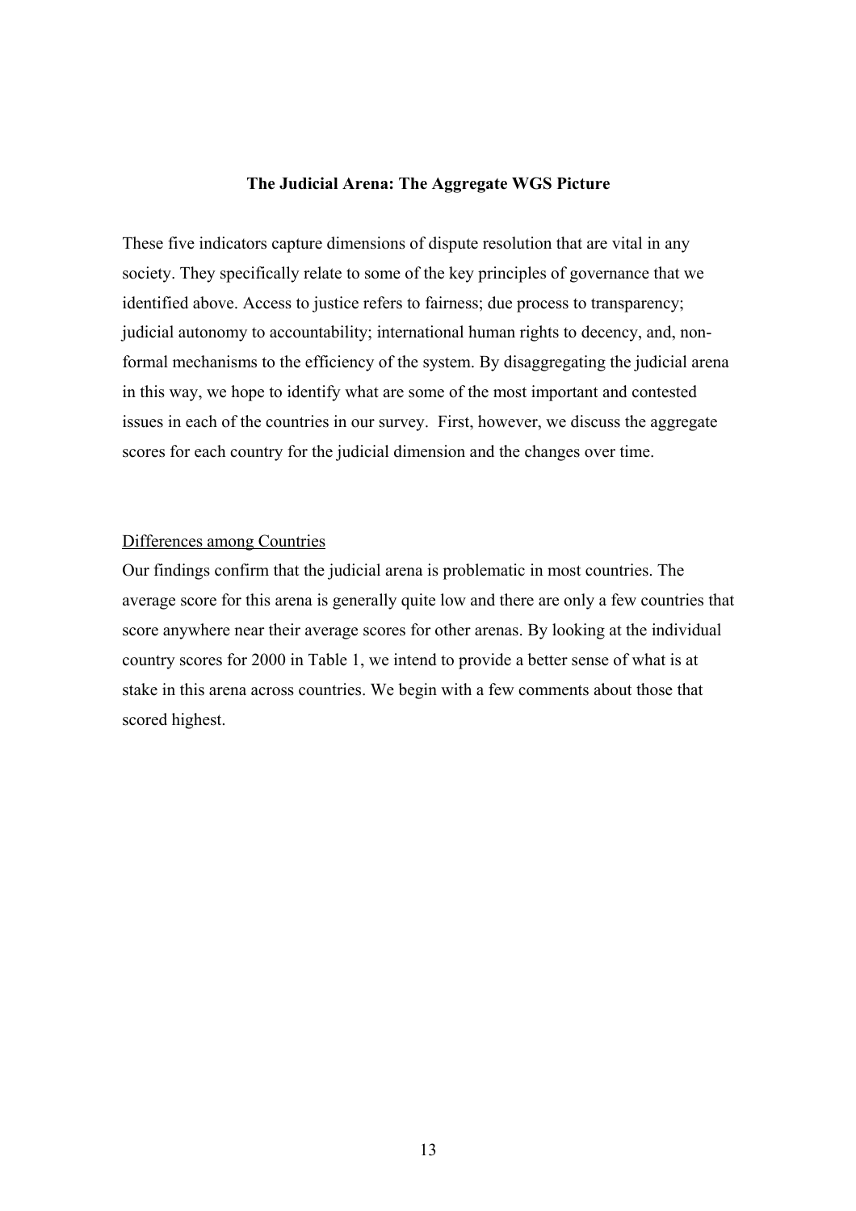**The Judicial Arena: The Aggregate WGS Picture**

These five indicators capture dimensions of dispute resolution that are vital in any society. They specifically relate to some of the key principles of governance that we identified above. Access to justice refers to fairness; due process to transparency; judicial autonomy to accountability; international human rights to decency, and, non-formal mechanisms to the efficiency of the system. By disaggregating the judicial arena in this way, we hope to identify what are some of the most important and contested issues in each of the countries in our survey. First, however, we discuss the aggregate scores for each country for the judicial dimension and the changes over time.

<u>Differences among Countries</u>

Our findings confirm that the judicial arena is problematic in most countries. The average score for this arena is generally quite low and there are only a few countries that score anywhere near their average scores for other arenas. By looking at the individual country scores for 2000 in Table 1, we intend to provide a better sense of what is at stake in this arena across countries. We begin with a few comments about those that scored highest.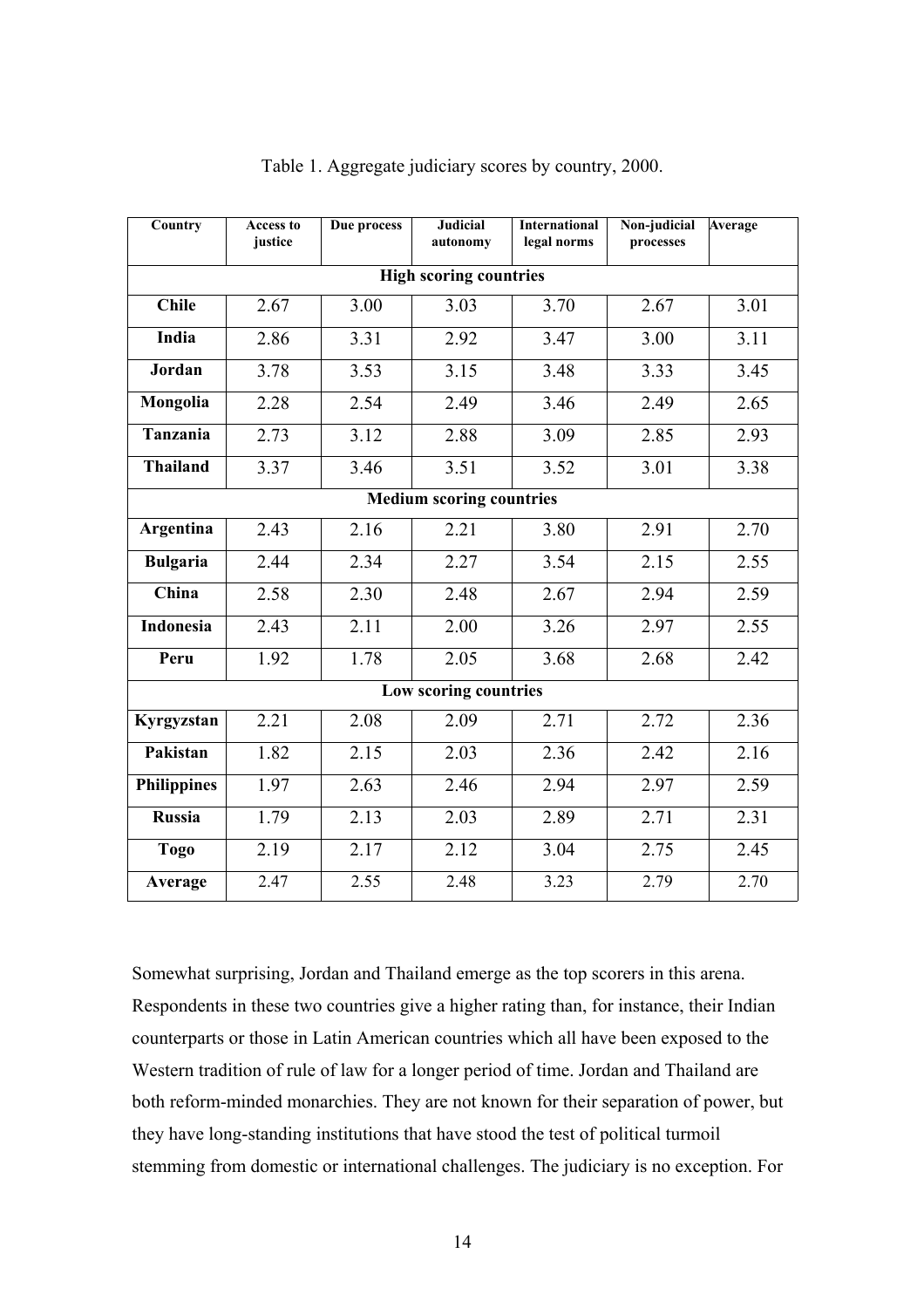Table 1. Aggregate judiciary scores by country, 2000.

| Country | Access to justice | Due process | Judicial autonomy | International legal norms | Non-judicial processes | Average |
|---|---|---|---|---|---|---|
| **High scoring countries** | | | | | | |
| **Chile** | 2.67 | 3.00 | 3.03 | 3.70 | 2.67 | 3.01 |
| **India** | 2.86 | 3.31 | 2.92 | 3.47 | 3.00 | 3.11 |
| **Jordan** | 3.78 | 3.53 | 3.15 | 3.48 | 3.33 | 3.45 |
| **Mongolia** | 2.28 | 2.54 | 2.49 | 3.46 | 2.49 | 2.65 |
| **Tanzania** | 2.73 | 3.12 | 2.88 | 3.09 | 2.85 | 2.93 |
| **Thailand** | 3.37 | 3.46 | 3.51 | 3.52 | 3.01 | 3.38 |
| **Medium scoring countries** | | | | | | |
| **Argentina** | 2.43 | 2.16 | 2.21 | 3.80 | 2.91 | 2.70 |
| **Bulgaria** | 2.44 | 2.34 | 2.27 | 3.54 | 2.15 | 2.55 |
| **China** | 2.58 | 2.30 | 2.48 | 2.67 | 2.94 | 2.59 |
| **Indonesia** | 2.43 | 2.11 | 2.00 | 3.26 | 2.97 | 2.55 |
| **Peru** | 1.92 | 1.78 | 2.05 | 3.68 | 2.68 | 2.42 |
| **Low scoring countries** | | | | | | |
| **Kyrgyzstan** | 2.21 | 2.08 | 2.09 | 2.71 | 2.72 | 2.36 |
| **Pakistan** | 1.82 | 2.15 | 2.03 | 2.36 | 2.42 | 2.16 |
| **Philippines** | 1.97 | 2.63 | 2.46 | 2.94 | 2.97 | 2.59 |
| **Russia** | 1.79 | 2.13 | 2.03 | 2.89 | 2.71 | 2.31 |
| **Togo** | 2.19 | 2.17 | 2.12 | 3.04 | 2.75 | 2.45 |
| **Average** | 2.47 | 2.55 | 2.48 | 3.23 | 2.79 | 2.70 |

Somewhat surprising, Jordan and Thailand emerge as the top scorers in this arena. Respondents in these two countries give a higher rating than, for instance, their Indian counterparts or those in Latin American countries which all have been exposed to the Western tradition of rule of law for a longer period of time. Jordan and Thailand are both reform-minded monarchies. They are not known for their separation of power, but they have long-standing institutions that have stood the test of political turmoil stemming from domestic or international challenges. The judiciary is no exception. For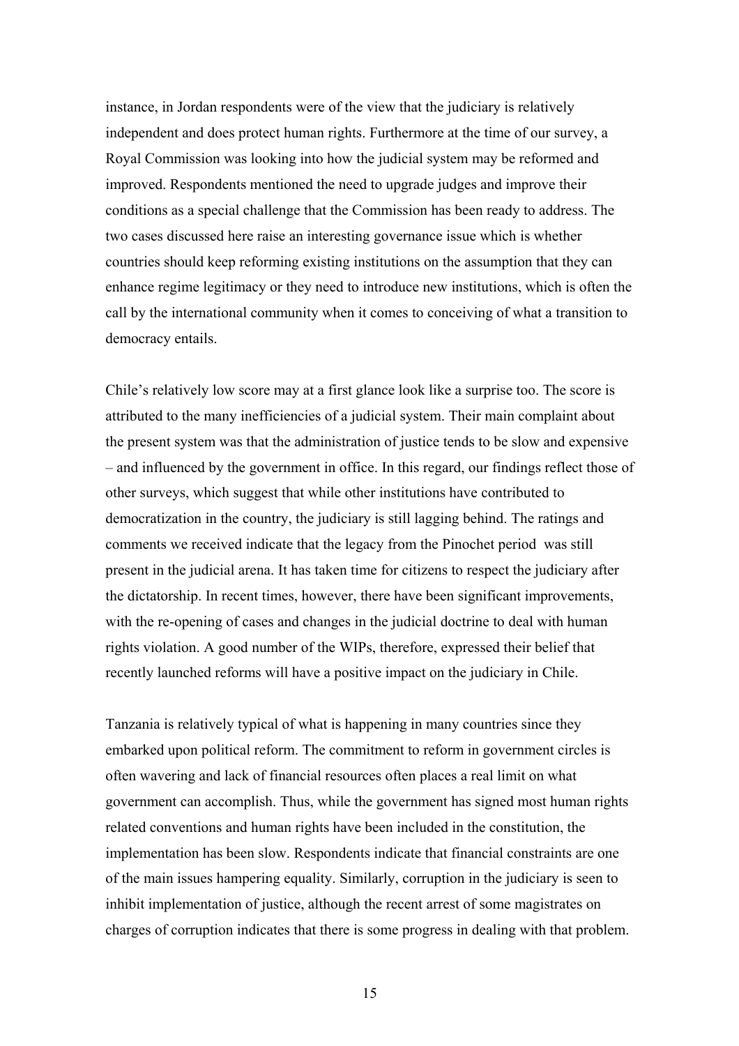instance, in Jordan respondents were of the view that the judiciary is relatively independent and does protect human rights. Furthermore at the time of our survey, a Royal Commission was looking into how the judicial system may be reformed and improved. Respondents mentioned the need to upgrade judges and improve their conditions as a special challenge that the Commission has been ready to address. The two cases discussed here raise an interesting governance issue which is whether countries should keep reforming existing institutions on the assumption that they can enhance regime legitimacy or they need to introduce new institutions, which is often the call by the international community when it comes to conceiving of what a transition to democracy entails.

Chile's relatively low score may at a first glance look like a surprise too. The score is attributed to the many inefficiencies of a judicial system. Their main complaint about the present system was that the administration of justice tends to be slow and expensive – and influenced by the government in office. In this regard, our findings reflect those of other surveys, which suggest that while other institutions have contributed to democratization in the country, the judiciary is still lagging behind. The ratings and comments we received indicate that the legacy from the Pinochet period was still present in the judicial arena. It has taken time for citizens to respect the judiciary after the dictatorship. In recent times, however, there have been significant improvements, with the re-opening of cases and changes in the judicial doctrine to deal with human rights violation. A good number of the WIPs, therefore, expressed their belief that recently launched reforms will have a positive impact on the judiciary in Chile.

Tanzania is relatively typical of what is happening in many countries since they embarked upon political reform. The commitment to reform in government circles is often wavering and lack of financial resources often places a real limit on what government can accomplish. Thus, while the government has signed most human rights related conventions and human rights have been included in the constitution, the implementation has been slow. Respondents indicate that financial constraints are one of the main issues hampering equality. Similarly, corruption in the judiciary is seen to inhibit implementation of justice, although the recent arrest of some magistrates on charges of corruption indicates that there is some progress in dealing with that problem.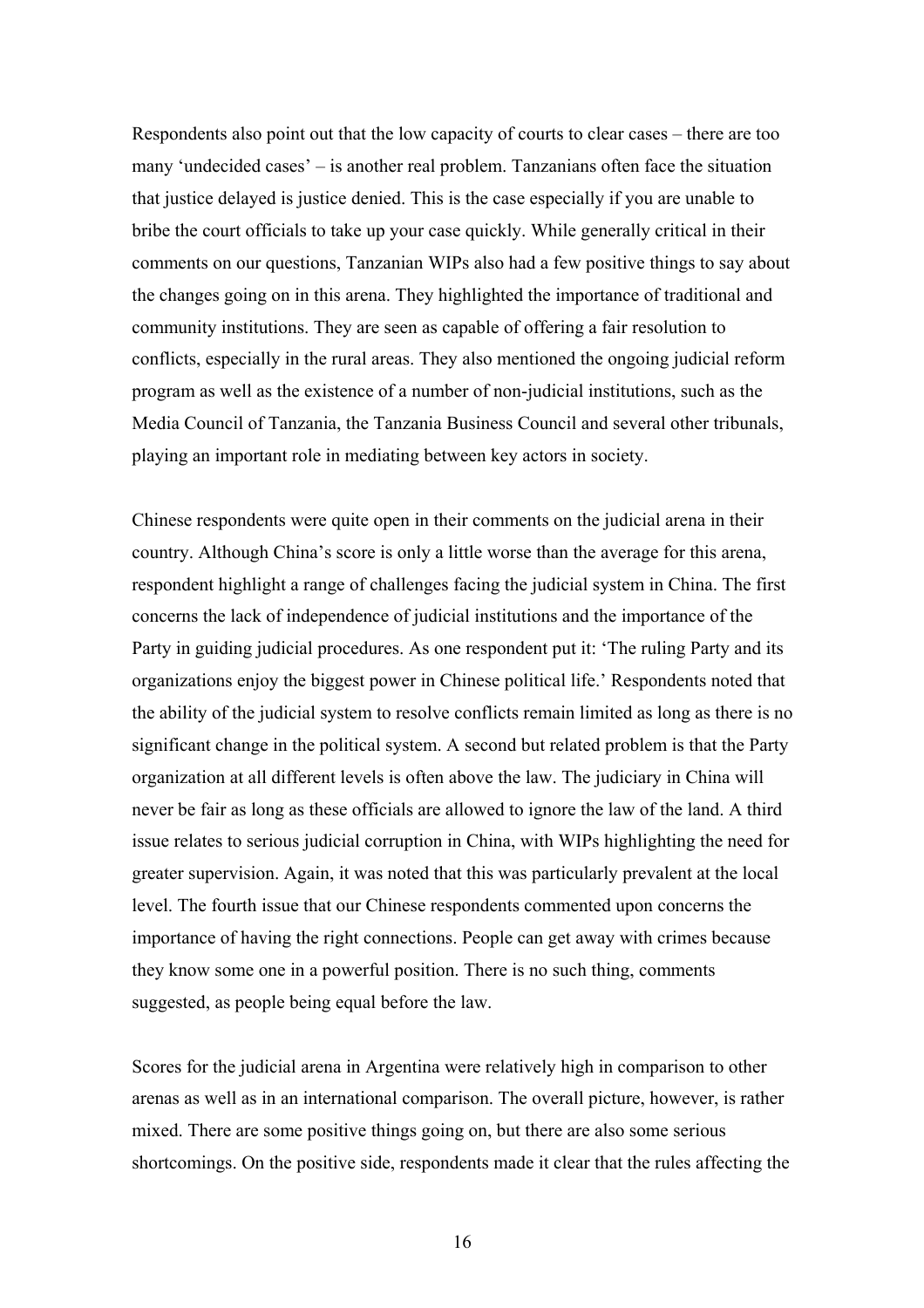Respondents also point out that the low capacity of courts to clear cases – there are too many 'undecided cases' – is another real problem. Tanzanians often face the situation that justice delayed is justice denied. This is the case especially if you are unable to bribe the court officials to take up your case quickly. While generally critical in their comments on our questions, Tanzanian WIPs also had a few positive things to say about the changes going on in this arena. They highlighted the importance of traditional and community institutions. They are seen as capable of offering a fair resolution to conflicts, especially in the rural areas. They also mentioned the ongoing judicial reform program as well as the existence of a number of non-judicial institutions, such as the Media Council of Tanzania, the Tanzania Business Council and several other tribunals, playing an important role in mediating between key actors in society.

Chinese respondents were quite open in their comments on the judicial arena in their country. Although China's score is only a little worse than the average for this arena, respondent highlight a range of challenges facing the judicial system in China. The first concerns the lack of independence of judicial institutions and the importance of the Party in guiding judicial procedures. As one respondent put it: 'The ruling Party and its organizations enjoy the biggest power in Chinese political life.' Respondents noted that the ability of the judicial system to resolve conflicts remain limited as long as there is no significant change in the political system. A second but related problem is that the Party organization at all different levels is often above the law. The judiciary in China will never be fair as long as these officials are allowed to ignore the law of the land. A third issue relates to serious judicial corruption in China, with WIPs highlighting the need for greater supervision. Again, it was noted that this was particularly prevalent at the local level. The fourth issue that our Chinese respondents commented upon concerns the importance of having the right connections. People can get away with crimes because they know some one in a powerful position. There is no such thing, comments suggested, as people being equal before the law.

Scores for the judicial arena in Argentina were relatively high in comparison to other arenas as well as in an international comparison. The overall picture, however, is rather mixed. There are some positive things going on, but there are also some serious shortcomings. On the positive side, respondents made it clear that the rules affecting the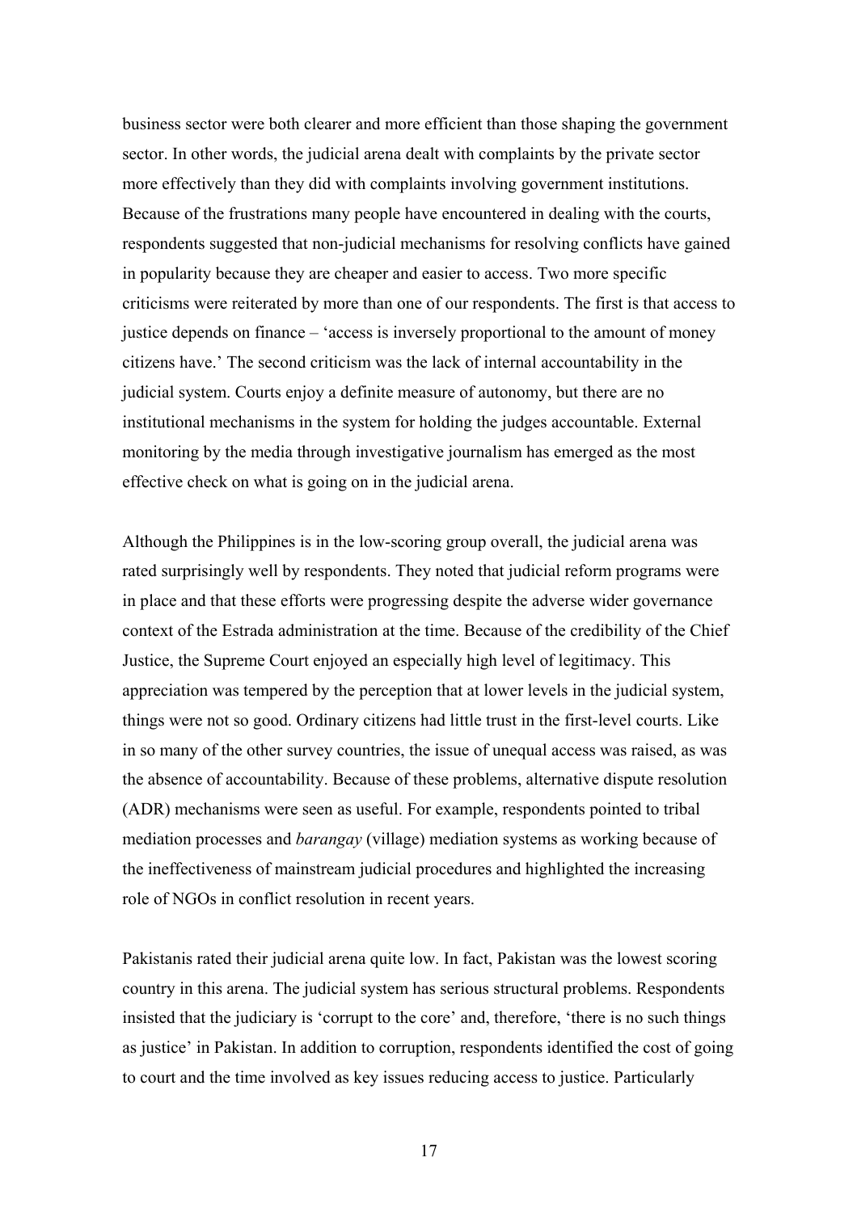business sector were both clearer and more efficient than those shaping the government sector. In other words, the judicial arena dealt with complaints by the private sector more effectively than they did with complaints involving government institutions. Because of the frustrations many people have encountered in dealing with the courts, respondents suggested that non-judicial mechanisms for resolving conflicts have gained in popularity because they are cheaper and easier to access. Two more specific criticisms were reiterated by more than one of our respondents. The first is that access to justice depends on finance – 'access is inversely proportional to the amount of money citizens have.' The second criticism was the lack of internal accountability in the judicial system. Courts enjoy a definite measure of autonomy, but there are no institutional mechanisms in the system for holding the judges accountable. External monitoring by the media through investigative journalism has emerged as the most effective check on what is going on in the judicial arena.

Although the Philippines is in the low-scoring group overall, the judicial arena was rated surprisingly well by respondents. They noted that judicial reform programs were in place and that these efforts were progressing despite the adverse wider governance context of the Estrada administration at the time. Because of the credibility of the Chief Justice, the Supreme Court enjoyed an especially high level of legitimacy. This appreciation was tempered by the perception that at lower levels in the judicial system, things were not so good. Ordinary citizens had little trust in the first-level courts. Like in so many of the other survey countries, the issue of unequal access was raised, as was the absence of accountability. Because of these problems, alternative dispute resolution (ADR) mechanisms were seen as useful. For example, respondents pointed to tribal mediation processes and *barangay* (village) mediation systems as working because of the ineffectiveness of mainstream judicial procedures and highlighted the increasing role of NGOs in conflict resolution in recent years.

Pakistanis rated their judicial arena quite low. In fact, Pakistan was the lowest scoring country in this arena. The judicial system has serious structural problems. Respondents insisted that the judiciary is 'corrupt to the core' and, therefore, 'there is no such things as justice' in Pakistan. In addition to corruption, respondents identified the cost of going to court and the time involved as key issues reducing access to justice. Particularly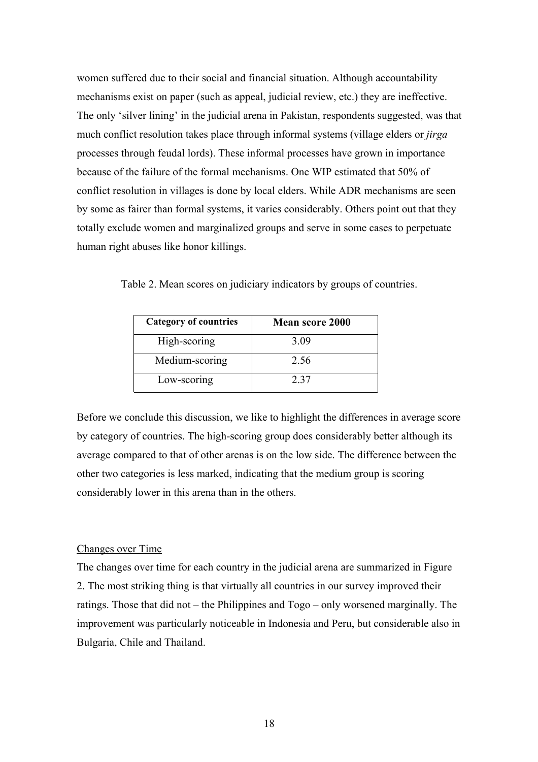women suffered due to their social and financial situation. Although accountability mechanisms exist on paper (such as appeal, judicial review, etc.) they are ineffective. The only 'silver lining' in the judicial arena in Pakistan, respondents suggested, was that much conflict resolution takes place through informal systems (village elders or *jirga* processes through feudal lords). These informal processes have grown in importance because of the failure of the formal mechanisms. One WIP estimated that 50% of conflict resolution in villages is done by local elders. While ADR mechanisms are seen by some as fairer than formal systems, it varies considerably. Others point out that they totally exclude women and marginalized groups and serve in some cases to perpetuate human right abuses like honor killings.

Table 2. Mean scores on judiciary indicators by groups of countries.

| **Category of countries** | **Mean score 2000** |
|---|---|
| High-scoring | 3.09 |
| Medium-scoring | 2.56 |
| Low-scoring | 2.37 |

Before we conclude this discussion, we like to highlight the differences in average score by category of countries. The high-scoring group does considerably better although its average compared to that of other arenas is on the low side. The difference between the other two categories is less marked, indicating that the medium group is scoring considerably lower in this arena than in the others.

### Changes over Time

The changes over time for each country in the judicial arena are summarized in Figure 2. The most striking thing is that virtually all countries in our survey improved their ratings. Those that did not – the Philippines and Togo – only worsened marginally. The improvement was particularly noticeable in Indonesia and Peru, but considerable also in Bulgaria, Chile and Thailand.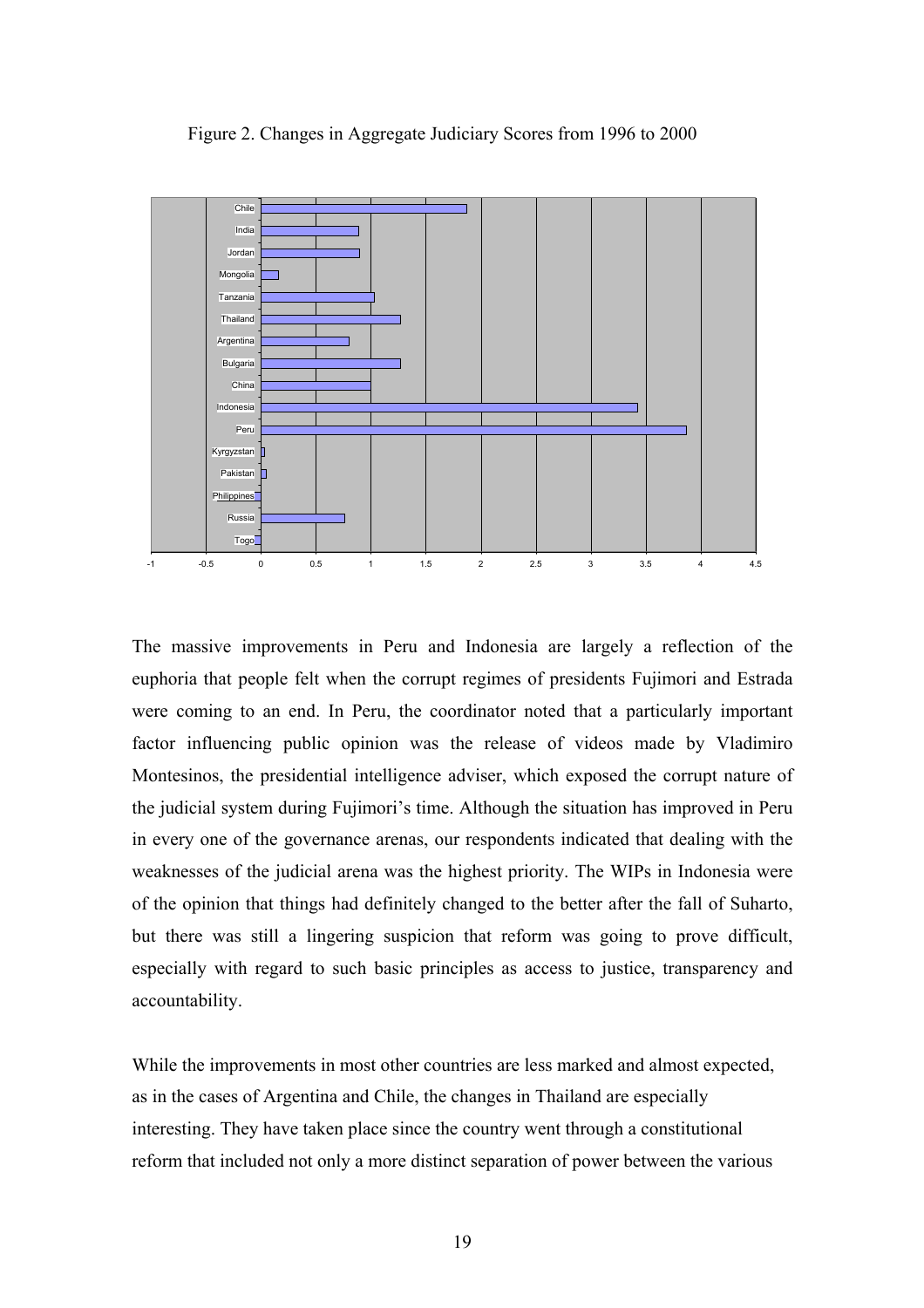Figure 2. Changes in Aggregate Judiciary Scores from 1996 to 2000

The massive improvements in Peru and Indonesia are largely a reflection of the euphoria that people felt when the corrupt regimes of presidents Fujimori and Estrada were coming to an end. In Peru, the coordinator noted that a particularly important factor influencing public opinion was the release of videos made by Vladimiro Montesinos, the presidential intelligence adviser, which exposed the corrupt nature of the judicial system during Fujimori's time. Although the situation has improved in Peru in every one of the governance arenas, our respondents indicated that dealing with the weaknesses of the judicial arena was the highest priority. The WIPs in Indonesia were of the opinion that things had definitely changed to the better after the fall of Suharto, but there was still a lingering suspicion that reform was going to prove difficult, especially with regard to such basic principles as access to justice, transparency and accountability.

While the improvements in most other countries are less marked and almost expected, as in the cases of Argentina and Chile, the changes in Thailand are especially interesting. They have taken place since the country went through a constitutional reform that included not only a more distinct separation of power between the various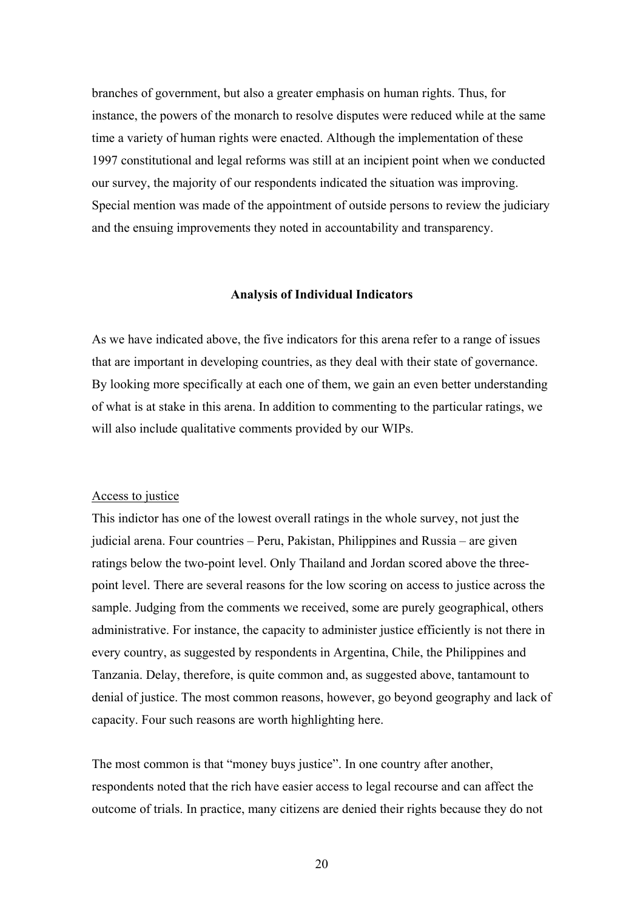branches of government, but also a greater emphasis on human rights. Thus, for instance, the powers of the monarch to resolve disputes were reduced while at the same time a variety of human rights were enacted. Although the implementation of these 1997 constitutional and legal reforms was still at an incipient point when we conducted our survey, the majority of our respondents indicated the situation was improving. Special mention was made of the appointment of outside persons to review the judiciary and the ensuing improvements they noted in accountability and transparency.

**Analysis of Individual Indicators**

As we have indicated above, the five indicators for this arena refer to a range of issues that are important in developing countries, as they deal with their state of governance. By looking more specifically at each one of them, we gain an even better understanding of what is at stake in this arena. In addition to commenting to the particular ratings, we will also include qualitative comments provided by our WIPs.

<u>Access to justice</u>

This indictor has one of the lowest overall ratings in the whole survey, not just the judicial arena. Four countries – Peru, Pakistan, Philippines and Russia – are given ratings below the two-point level. Only Thailand and Jordan scored above the three-point level. There are several reasons for the low scoring on access to justice across the sample. Judging from the comments we received, some are purely geographical, others administrative. For instance, the capacity to administer justice efficiently is not there in every country, as suggested by respondents in Argentina, Chile, the Philippines and Tanzania. Delay, therefore, is quite common and, as suggested above, tantamount to denial of justice. The most common reasons, however, go beyond geography and lack of capacity. Four such reasons are worth highlighting here.

The most common is that "money buys justice". In one country after another, respondents noted that the rich have easier access to legal recourse and can affect the outcome of trials. In practice, many citizens are denied their rights because they do not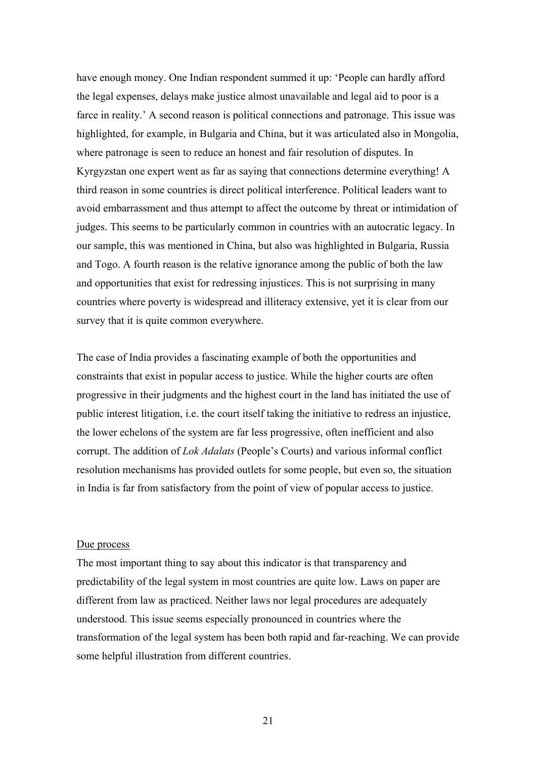have enough money. One Indian respondent summed it up: 'People can hardly afford the legal expenses, delays make justice almost unavailable and legal aid to poor is a farce in reality.' A second reason is political connections and patronage. This issue was highlighted, for example, in Bulgaria and China, but it was articulated also in Mongolia, where patronage is seen to reduce an honest and fair resolution of disputes. In Kyrgyzstan one expert went as far as saying that connections determine everything! A third reason in some countries is direct political interference. Political leaders want to avoid embarrassment and thus attempt to affect the outcome by threat or intimidation of judges. This seems to be particularly common in countries with an autocratic legacy. In our sample, this was mentioned in China, but also was highlighted in Bulgaria, Russia and Togo. A fourth reason is the relative ignorance among the public of both the law and opportunities that exist for redressing injustices. This is not surprising in many countries where poverty is widespread and illiteracy extensive, yet it is clear from our survey that it is quite common everywhere.

The case of India provides a fascinating example of both the opportunities and constraints that exist in popular access to justice. While the higher courts are often progressive in their judgments and the highest court in the land has initiated the use of public interest litigation, i.e. the court itself taking the initiative to redress an injustice, the lower echelons of the system are far less progressive, often inefficient and also corrupt. The addition of *Lok Adalats* (People's Courts) and various informal conflict resolution mechanisms has provided outlets for some people, but even so, the situation in India is far from satisfactory from the point of view of popular access to justice.

Due process

The most important thing to say about this indicator is that transparency and predictability of the legal system in most countries are quite low. Laws on paper are different from law as practiced. Neither laws nor legal procedures are adequately understood. This issue seems especially pronounced in countries where the transformation of the legal system has been both rapid and far-reaching. We can provide some helpful illustration from different countries.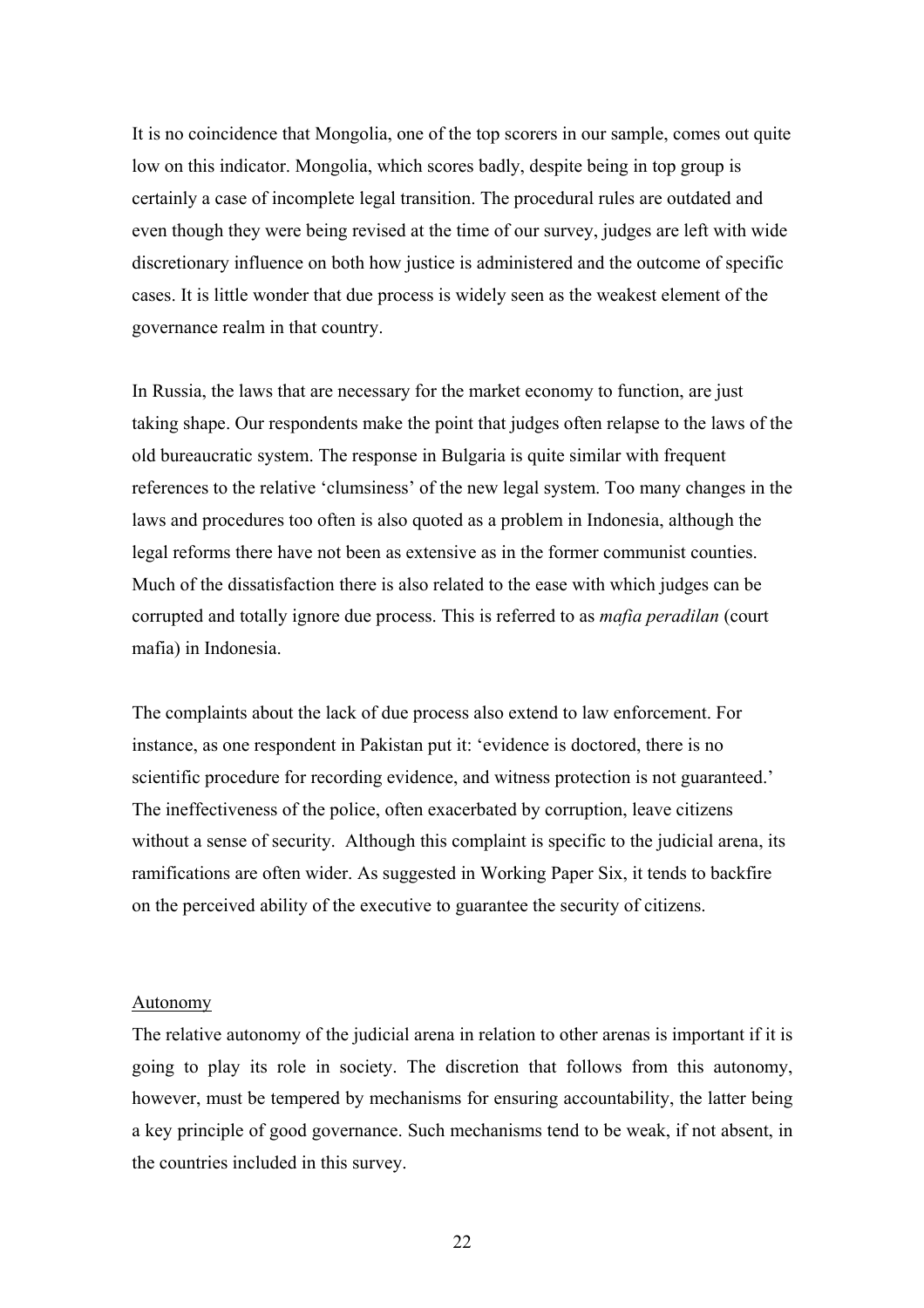It is no coincidence that Mongolia, one of the top scorers in our sample, comes out quite low on this indicator. Mongolia, which scores badly, despite being in top group is certainly a case of incomplete legal transition. The procedural rules are outdated and even though they were being revised at the time of our survey, judges are left with wide discretionary influence on both how justice is administered and the outcome of specific cases. It is little wonder that due process is widely seen as the weakest element of the governance realm in that country.

In Russia, the laws that are necessary for the market economy to function, are just taking shape. Our respondents make the point that judges often relapse to the laws of the old bureaucratic system. The response in Bulgaria is quite similar with frequent references to the relative 'clumsiness' of the new legal system. Too many changes in the laws and procedures too often is also quoted as a problem in Indonesia, although the legal reforms there have not been as extensive as in the former communist counties. Much of the dissatisfaction there is also related to the ease with which judges can be corrupted and totally ignore due process. This is referred to as *mafia peradilan* (court mafia) in Indonesia.

The complaints about the lack of due process also extend to law enforcement. For instance, as one respondent in Pakistan put it: 'evidence is doctored, there is no scientific procedure for recording evidence, and witness protection is not guaranteed.' The ineffectiveness of the police, often exacerbated by corruption, leave citizens without a sense of security. Although this complaint is specific to the judicial arena, its ramifications are often wider. As suggested in Working Paper Six, it tends to backfire on the perceived ability of the executive to guarantee the security of citizens.

<u>Autonomy</u>

The relative autonomy of the judicial arena in relation to other arenas is important if it is going to play its role in society. The discretion that follows from this autonomy, however, must be tempered by mechanisms for ensuring accountability, the latter being a key principle of good governance. Such mechanisms tend to be weak, if not absent, in the countries included in this survey.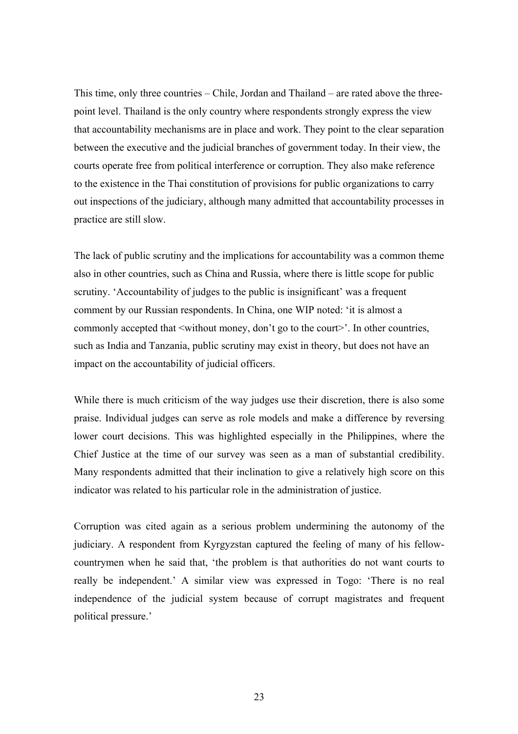This time, only three countries – Chile, Jordan and Thailand – are rated above the three-point level. Thailand is the only country where respondents strongly express the view that accountability mechanisms are in place and work. They point to the clear separation between the executive and the judicial branches of government today. In their view, the courts operate free from political interference or corruption. They also make reference to the existence in the Thai constitution of provisions for public organizations to carry out inspections of the judiciary, although many admitted that accountability processes in practice are still slow.

The lack of public scrutiny and the implications for accountability was a common theme also in other countries, such as China and Russia, where there is little scope for public scrutiny. 'Accountability of judges to the public is insignificant' was a frequent comment by our Russian respondents. In China, one WIP noted: 'it is almost a commonly accepted that <without money, don't go to the court>'. In other countries, such as India and Tanzania, public scrutiny may exist in theory, but does not have an impact on the accountability of judicial officers.

While there is much criticism of the way judges use their discretion, there is also some praise. Individual judges can serve as role models and make a difference by reversing lower court decisions. This was highlighted especially in the Philippines, where the Chief Justice at the time of our survey was seen as a man of substantial credibility. Many respondents admitted that their inclination to give a relatively high score on this indicator was related to his particular role in the administration of justice.

Corruption was cited again as a serious problem undermining the autonomy of the judiciary. A respondent from Kyrgyzstan captured the feeling of many of his fellow-countrymen when he said that, 'the problem is that authorities do not want courts to really be independent.' A similar view was expressed in Togo: 'There is no real independence of the judicial system because of corrupt magistrates and frequent political pressure.'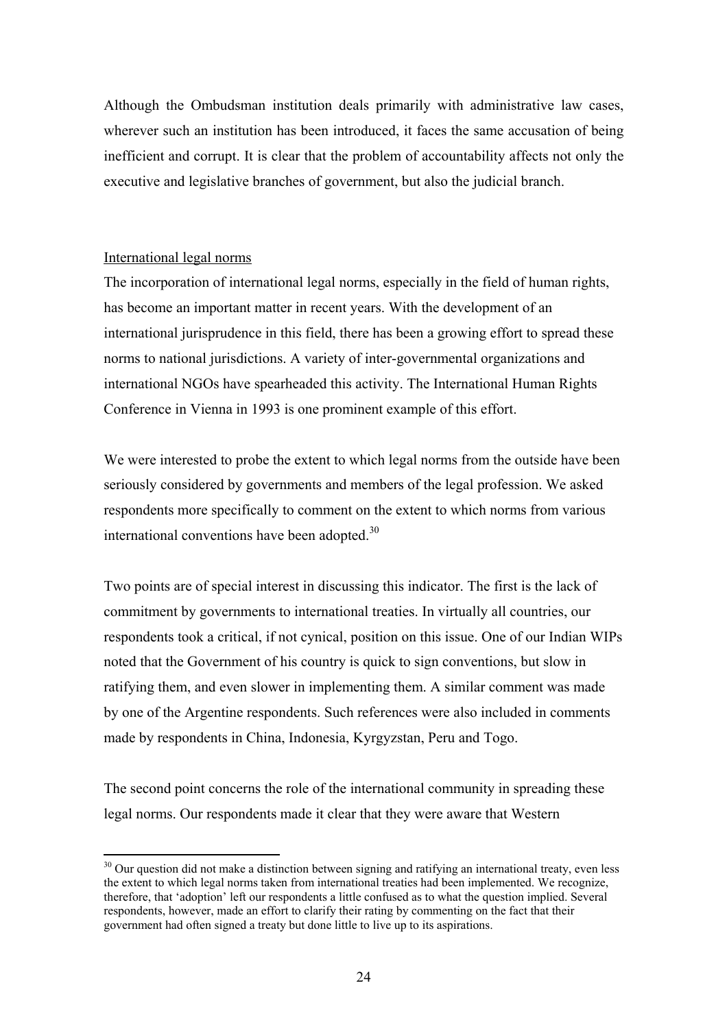Although the Ombudsman institution deals primarily with administrative law cases, wherever such an institution has been introduced, it faces the same accusation of being inefficient and corrupt. It is clear that the problem of accountability affects not only the executive and legislative branches of government, but also the judicial branch.

International legal norms

The incorporation of international legal norms, especially in the field of human rights, has become an important matter in recent years. With the development of an international jurisprudence in this field, there has been a growing effort to spread these norms to national jurisdictions. A variety of inter-governmental organizations and international NGOs have spearheaded this activity. The International Human Rights Conference in Vienna in 1993 is one prominent example of this effort.

We were interested to probe the extent to which legal norms from the outside have been seriously considered by governments and members of the legal profession. We asked respondents more specifically to comment on the extent to which norms from various international conventions have been adopted.[30]

Two points are of special interest in discussing this indicator. The first is the lack of commitment by governments to international treaties. In virtually all countries, our respondents took a critical, if not cynical, position on this issue. One of our Indian WIPs noted that the Government of his country is quick to sign conventions, but slow in ratifying them, and even slower in implementing them. A similar comment was made by one of the Argentine respondents. Such references were also included in comments made by respondents in China, Indonesia, Kyrgyzstan, Peru and Togo.

The second point concerns the role of the international community in spreading these legal norms. Our respondents made it clear that they were aware that Western

[30] Our question did not make a distinction between signing and ratifying an international treaty, even less the extent to which legal norms taken from international treaties had been implemented. We recognize, therefore, that 'adoption' left our respondents a little confused as to what the question implied. Several respondents, however, made an effort to clarify their rating by commenting on the fact that their government had often signed a treaty but done little to live up to its aspirations.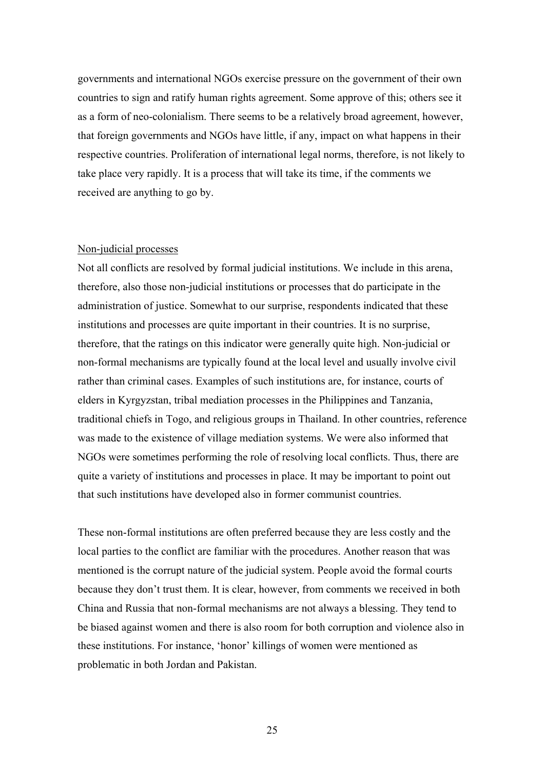governments and international NGOs exercise pressure on the government of their own countries to sign and ratify human rights agreement. Some approve of this; others see it as a form of neo-colonialism. There seems to be a relatively broad agreement, however, that foreign governments and NGOs have little, if any, impact on what happens in their respective countries. Proliferation of international legal norms, therefore, is not likely to take place very rapidly. It is a process that will take its time, if the comments we received are anything to go by.

<u>Non-judicial processes</u>

Not all conflicts are resolved by formal judicial institutions. We include in this arena, therefore, also those non-judicial institutions or processes that do participate in the administration of justice. Somewhat to our surprise, respondents indicated that these institutions and processes are quite important in their countries. It is no surprise, therefore, that the ratings on this indicator were generally quite high. Non-judicial or non-formal mechanisms are typically found at the local level and usually involve civil rather than criminal cases. Examples of such institutions are, for instance, courts of elders in Kyrgyzstan, tribal mediation processes in the Philippines and Tanzania, traditional chiefs in Togo, and religious groups in Thailand. In other countries, reference was made to the existence of village mediation systems. We were also informed that NGOs were sometimes performing the role of resolving local conflicts. Thus, there are quite a variety of institutions and processes in place. It may be important to point out that such institutions have developed also in former communist countries.

These non-formal institutions are often preferred because they are less costly and the local parties to the conflict are familiar with the procedures. Another reason that was mentioned is the corrupt nature of the judicial system. People avoid the formal courts because they don't trust them. It is clear, however, from comments we received in both China and Russia that non-formal mechanisms are not always a blessing. They tend to be biased against women and there is also room for both corruption and violence also in these institutions. For instance, 'honor' killings of women were mentioned as problematic in both Jordan and Pakistan.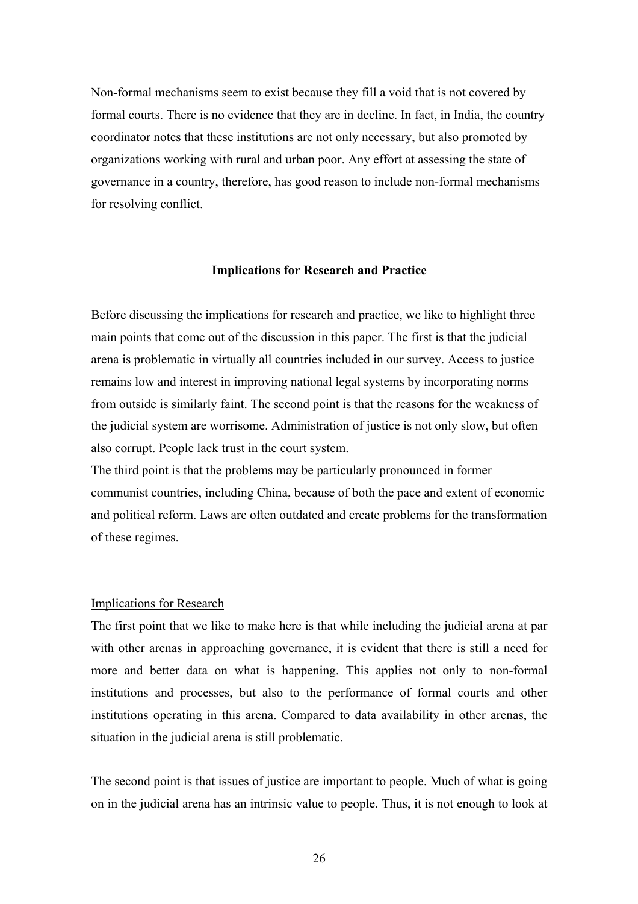Non-formal mechanisms seem to exist because they fill a void that is not covered by formal courts. There is no evidence that they are in decline. In fact, in India, the country coordinator notes that these institutions are not only necessary, but also promoted by organizations working with rural and urban poor. Any effort at assessing the state of governance in a country, therefore, has good reason to include non-formal mechanisms for resolving conflict.

## Implications for Research and Practice

Before discussing the implications for research and practice, we like to highlight three main points that come out of the discussion in this paper. The first is that the judicial arena is problematic in virtually all countries included in our survey. Access to justice remains low and interest in improving national legal systems by incorporating norms from outside is similarly faint. The second point is that the reasons for the weakness of the judicial system are worrisome. Administration of justice is not only slow, but often also corrupt. People lack trust in the court system.

The third point is that the problems may be particularly pronounced in former communist countries, including China, because of both the pace and extent of economic and political reform. Laws are often outdated and create problems for the transformation of these regimes.

### Implications for Research

The first point that we like to make here is that while including the judicial arena at par with other arenas in approaching governance, it is evident that there is still a need for more and better data on what is happening. This applies not only to non-formal institutions and processes, but also to the performance of formal courts and other institutions operating in this arena. Compared to data availability in other arenas, the situation in the judicial arena is still problematic.

The second point is that issues of justice are important to people. Much of what is going on in the judicial arena has an intrinsic value to people. Thus, it is not enough to look at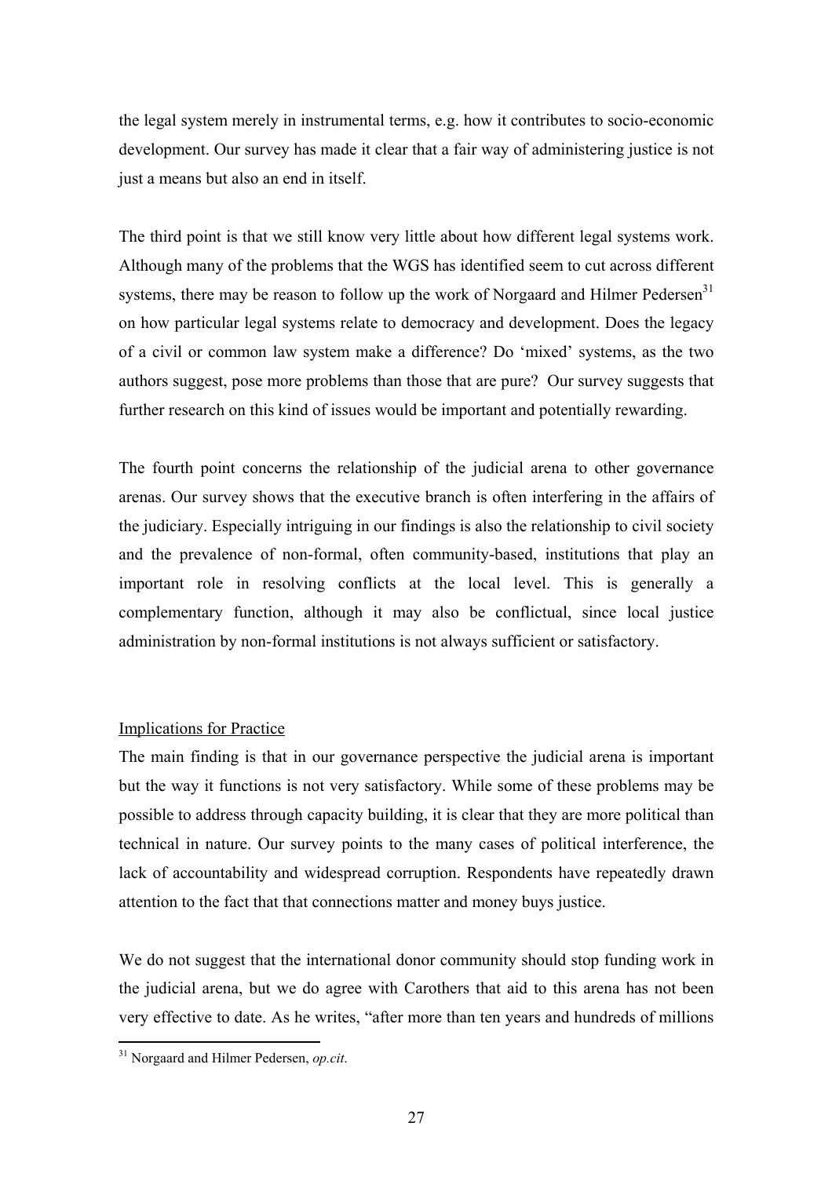the legal system merely in instrumental terms, e.g. how it contributes to socio-economic development. Our survey has made it clear that a fair way of administering justice is not just a means but also an end in itself.

The third point is that we still know very little about how different legal systems work. Although many of the problems that the WGS has identified seem to cut across different systems, there may be reason to follow up the work of Norgaard and Hilmer Pedersen[31] on how particular legal systems relate to democracy and development. Does the legacy of a civil or common law system make a difference? Do 'mixed' systems, as the two authors suggest, pose more problems than those that are pure? Our survey suggests that further research on this kind of issues would be important and potentially rewarding.

The fourth point concerns the relationship of the judicial arena to other governance arenas. Our survey shows that the executive branch is often interfering in the affairs of the judiciary. Especially intriguing in our findings is also the relationship to civil society and the prevalence of non-formal, often community-based, institutions that play an important role in resolving conflicts at the local level. This is generally a complementary function, although it may also be conflictual, since local justice administration by non-formal institutions is not always sufficient or satisfactory.

## Implications for Practice

The main finding is that in our governance perspective the judicial arena is important but the way it functions is not very satisfactory. While some of these problems may be possible to address through capacity building, it is clear that they are more political than technical in nature. Our survey points to the many cases of political interference, the lack of accountability and widespread corruption. Respondents have repeatedly drawn attention to the fact that that connections matter and money buys justice.

We do not suggest that the international donor community should stop funding work in the judicial arena, but we do agree with Carothers that aid to this arena has not been very effective to date. As he writes, "after more than ten years and hundreds of millions

[31] Norgaard and Hilmer Pedersen, *op.cit*.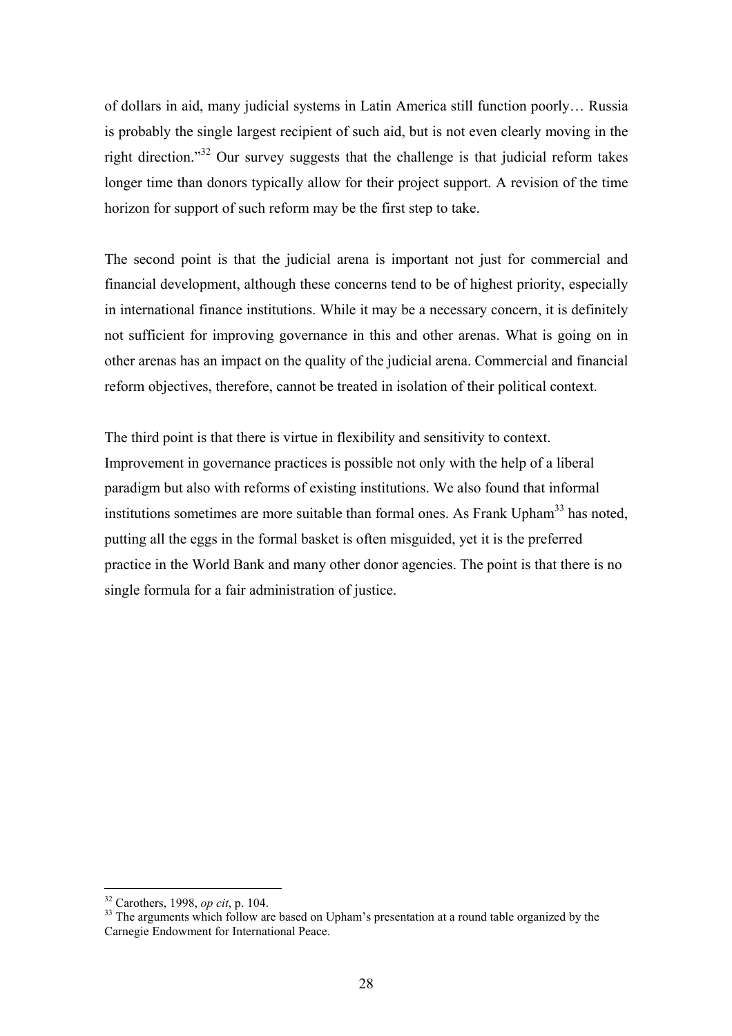of dollars in aid, many judicial systems in Latin America still function poorly… Russia is probably the single largest recipient of such aid, but is not even clearly moving in the right direction."[32] Our survey suggests that the challenge is that judicial reform takes longer time than donors typically allow for their project support. A revision of the time horizon for support of such reform may be the first step to take.

The second point is that the judicial arena is important not just for commercial and financial development, although these concerns tend to be of highest priority, especially in international finance institutions. While it may be a necessary concern, it is definitely not sufficient for improving governance in this and other arenas. What is going on in other arenas has an impact on the quality of the judicial arena. Commercial and financial reform objectives, therefore, cannot be treated in isolation of their political context.

The third point is that there is virtue in flexibility and sensitivity to context. Improvement in governance practices is possible not only with the help of a liberal paradigm but also with reforms of existing institutions. We also found that informal institutions sometimes are more suitable than formal ones. As Frank Upham[33] has noted, putting all the eggs in the formal basket is often misguided, yet it is the preferred practice in the World Bank and many other donor agencies. The point is that there is no single formula for a fair administration of justice.

---

[32] Carothers, 1998, *op cit*, p. 104.

[33] The arguments which follow are based on Upham's presentation at a round table organized by the Carnegie Endowment for International Peace.